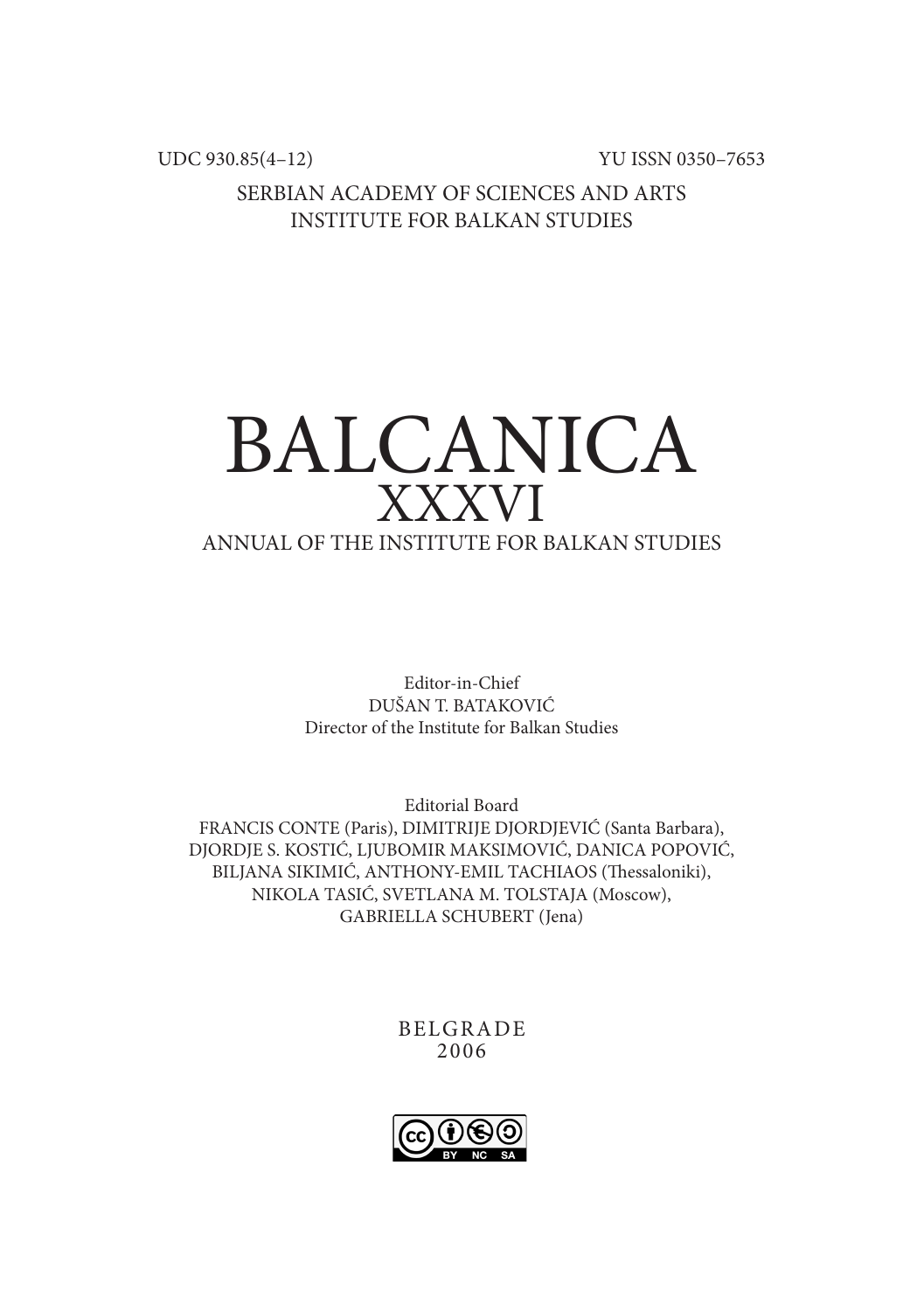UDC 930.85(4–12) YU ISSN 0350–7653

SERBIAN ACADEMY OF SCIENCES AND ARTS
INSTITUTE FOR BALKAN STUDIES

# BALCANICA
## XXXVI

ANNUAL OF THE INSTITUTE FOR BALKAN STUDIES

Editor-in-Chief
DUŠAN T. BATAKOVIĆ
Director of the Institute for Balkan Studies

Editorial Board
FRANCIS CONTE (Paris), DIMITRIJE DJORDJEVIĆ (Santa Barbara),
DJORDJE S. KOSTIĆ, LJUBOMIR MAKSIMOVIĆ, DANICA POPOVIĆ,
BILJANA SIKIMIĆ, ANTHONY-EMIL TACHIAOS (Thessaloniki),
NIKOLA TASIĆ, SVETLANA M. TOLSTAJA (Moscow),
GABRIELLA SCHUBERT (Jena)

BELGRADE
2006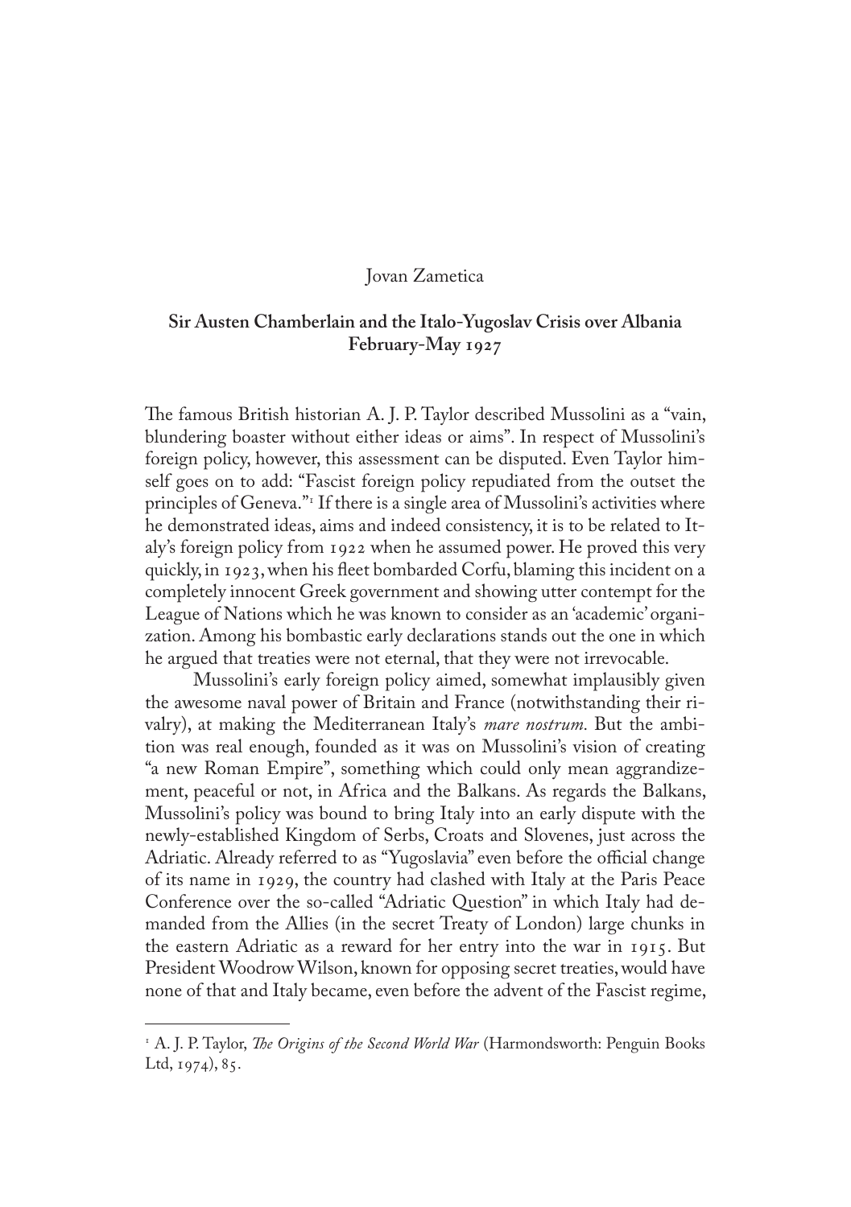Jovan Zametica

## Sir Austen Chamberlain and the Italo-Yugoslav Crisis over Albania February-May 1927

The famous British historian A. J. P. Taylor described Mussolini as a "vain, blundering boaster without either ideas or aims". In respect of Mussolini's foreign policy, however, this assessment can be disputed. Even Taylor himself goes on to add: "Fascist foreign policy repudiated from the outset the principles of Geneva."[1] If there is a single area of Mussolini's activities where he demonstrated ideas, aims and indeed consistency, it is to be related to Italy's foreign policy from 1922 when he assumed power. He proved this very quickly, in 1923, when his fleet bombarded Corfu, blaming this incident on a completely innocent Greek government and showing utter contempt for the League of Nations which he was known to consider as an 'academic' organization. Among his bombastic early declarations stands out the one in which he argued that treaties were not eternal, that they were not irrevocable.

Mussolini's early foreign policy aimed, somewhat implausibly given the awesome naval power of Britain and France (notwithstanding their rivalry), at making the Mediterranean Italy's *mare nostrum.* But the ambition was real enough, founded as it was on Mussolini's vision of creating "a new Roman Empire", something which could only mean aggrandizement, peaceful or not, in Africa and the Balkans. As regards the Balkans, Mussolini's policy was bound to bring Italy into an early dispute with the newly-established Kingdom of Serbs, Croats and Slovenes, just across the Adriatic. Already referred to as "Yugoslavia" even before the official change of its name in 1929, the country had clashed with Italy at the Paris Peace Conference over the so-called "Adriatic Question" in which Italy had demanded from the Allies (in the secret Treaty of London) large chunks in the eastern Adriatic as a reward for her entry into the war in 1915. But President Woodrow Wilson, known for opposing secret treaties, would have none of that and Italy became, even before the advent of the Fascist regime,

---

[1] A. J. P. Taylor, *The Origins of the Second World War* (Harmondsworth: Penguin Books Ltd, 1974), 85.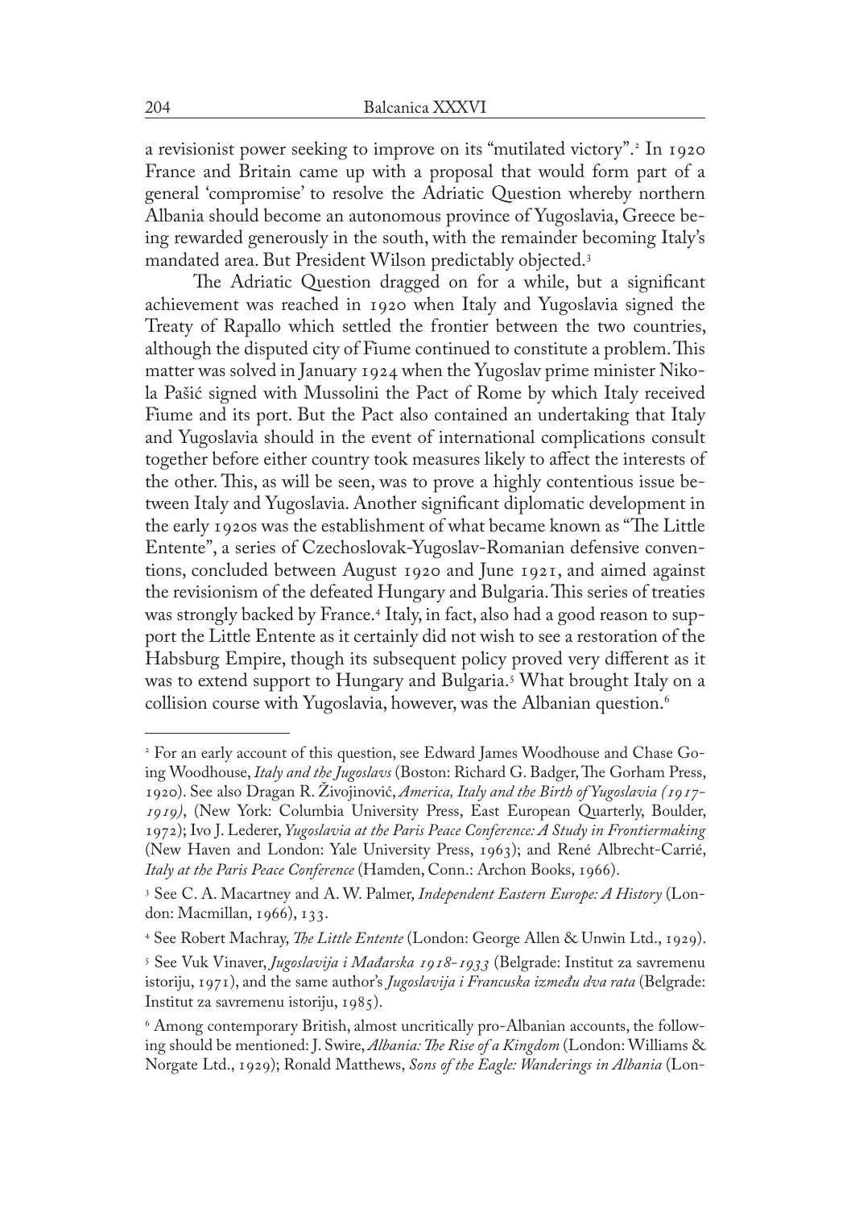a revisionist power seeking to improve on its "mutilated victory".[2] In 1920 France and Britain came up with a proposal that would form part of a general 'compromise' to resolve the Adriatic Question whereby northern Albania should become an autonomous province of Yugoslavia, Greece being rewarded generously in the south, with the remainder becoming Italy's mandated area. But President Wilson predictably objected.[3]

The Adriatic Question dragged on for a while, but a significant achievement was reached in 1920 when Italy and Yugoslavia signed the Treaty of Rapallo which settled the frontier between the two countries, although the disputed city of Fiume continued to constitute a problem. This matter was solved in January 1924 when the Yugoslav prime minister Nikola Pašić signed with Mussolini the Pact of Rome by which Italy received Fiume and its port. But the Pact also contained an undertaking that Italy and Yugoslavia should in the event of international complications consult together before either country took measures likely to affect the interests of the other. This, as will be seen, was to prove a highly contentious issue between Italy and Yugoslavia. Another significant diplomatic development in the early 1920s was the establishment of what became known as "The Little Entente", a series of Czechoslovak-Yugoslav-Romanian defensive conventions, concluded between August 1920 and June 1921, and aimed against the revisionism of the defeated Hungary and Bulgaria. This series of treaties was strongly backed by France.[4] Italy, in fact, also had a good reason to support the Little Entente as it certainly did not wish to see a restoration of the Habsburg Empire, though its subsequent policy proved very different as it was to extend support to Hungary and Bulgaria.[5] What brought Italy on a collision course with Yugoslavia, however, was the Albanian question.[6]

---

[2] For an early account of this question, see Edward James Woodhouse and Chase Going Woodhouse, *Italy and the Jugoslavs* (Boston: Richard G. Badger, The Gorham Press, 1920). See also Dragan R. Živojinović, *America, Italy and the Birth of Yugoslavia (1917–1919)*, (New York: Columbia University Press, East European Quarterly, Boulder, 1972); Ivo J. Lederer, *Yugoslavia at the Paris Peace Conference: A Study in Frontiermaking* (New Haven and London: Yale University Press, 1963); and René Albrecht-Carrié, *Italy at the Paris Peace Conference* (Hamden, Conn.: Archon Books, 1966).

[3] See C. A. Macartney and A. W. Palmer, *Independent Eastern Europe: A History* (London: Macmillan, 1966), 133.

[4] See Robert Machray, *The Little Entente* (London: George Allen & Unwin Ltd., 1929).

[5] See Vuk Vinaver, *Jugoslavija i Mađarska 1918–1933* (Belgrade: Institut za savremenu istoriju, 1971), and the same author's *Jugoslavija i Francuska između dva rata* (Belgrade: Institut za savremenu istoriju, 1985).

[6] Among contemporary British, almost uncritically pro-Albanian accounts, the following should be mentioned: J. Swire, *Albania: The Rise of a Kingdom* (London: Williams & Norgate Ltd., 1929); Ronald Matthews, *Sons of the Eagle: Wanderings in Albania* (Lon-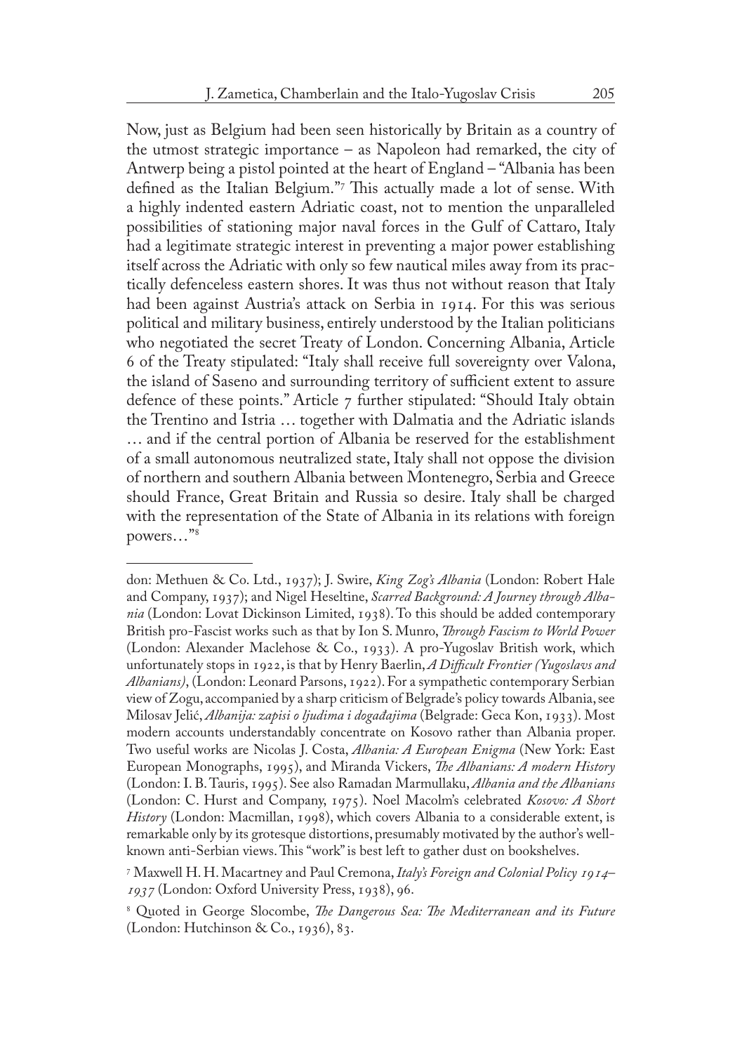Now, just as Belgium had been seen historically by Britain as a country of the utmost strategic importance – as Napoleon had remarked, the city of Antwerp being a pistol pointed at the heart of England – "Albania has been defined as the Italian Belgium."[7] This actually made a lot of sense. With a highly indented eastern Adriatic coast, not to mention the unparalleled possibilities of stationing major naval forces in the Gulf of Cattaro, Italy had a legitimate strategic interest in preventing a major power establishing itself across the Adriatic with only so few nautical miles away from its practically defenceless eastern shores. It was thus not without reason that Italy had been against Austria's attack on Serbia in 1914. For this was serious political and military business, entirely understood by the Italian politicians who negotiated the secret Treaty of London. Concerning Albania, Article 6 of the Treaty stipulated: "Italy shall receive full sovereignty over Valona, the island of Saseno and surrounding territory of sufficient extent to assure defence of these points." Article 7 further stipulated: "Should Italy obtain the Trentino and Istria … together with Dalmatia and the Adriatic islands … and if the central portion of Albania be reserved for the establishment of a small autonomous neutralized state, Italy shall not oppose the division of northern and southern Albania between Montenegro, Serbia and Greece should France, Great Britain and Russia so desire. Italy shall be charged with the representation of the State of Albania in its relations with foreign powers…"[8]

---

don: Methuen & Co. Ltd., 1937); J. Swire, *King Zog's Albania* (London: Robert Hale and Company, 1937); and Nigel Heseltine, *Scarred Background: A Journey through Albania* (London: Lovat Dickinson Limited, 1938). To this should be added contemporary British pro-Fascist works such as that by Ion S. Munro, *Through Fascism to World Power* (London: Alexander Maclehose & Co., 1933). A pro-Yugoslav British work, which unfortunately stops in 1922, is that by Henry Baerlin, *A Difficult Frontier (Yugoslavs and Albanians)*, (London: Leonard Parsons, 1922). For a sympathetic contemporary Serbian view of Zogu, accompanied by a sharp criticism of Belgrade's policy towards Albania, see Milosav Jelić, *Albanija: zapisi o ljudima i događajima* (Belgrade: Geca Kon, 1933). Most modern accounts understandably concentrate on Kosovo rather than Albania proper. Two useful works are Nicolas J. Costa, *Albania: A European Enigma* (New York: East European Monographs, 1995), and Miranda Vickers, *The Albanians: A modern History* (London: I. B. Tauris, 1995). See also Ramadan Marmullaku, *Albania and the Albanians* (London: C. Hurst and Company, 1975). Noel Macolm's celebrated *Kosovo: A Short History* (London: Macmillan, 1998), which covers Albania to a considerable extent, is remarkable only by its grotesque distortions, presumably motivated by the author's well-known anti-Serbian views. This "work" is best left to gather dust on bookshelves.

[7] Maxwell H. H. Macartney and Paul Cremona, *Italy's Foreign and Colonial Policy 1914–1937* (London: Oxford University Press, 1938), 96.

[8] Quoted in George Slocombe, *The Dangerous Sea: The Mediterranean and its Future* (London: Hutchinson & Co., 1936), 83.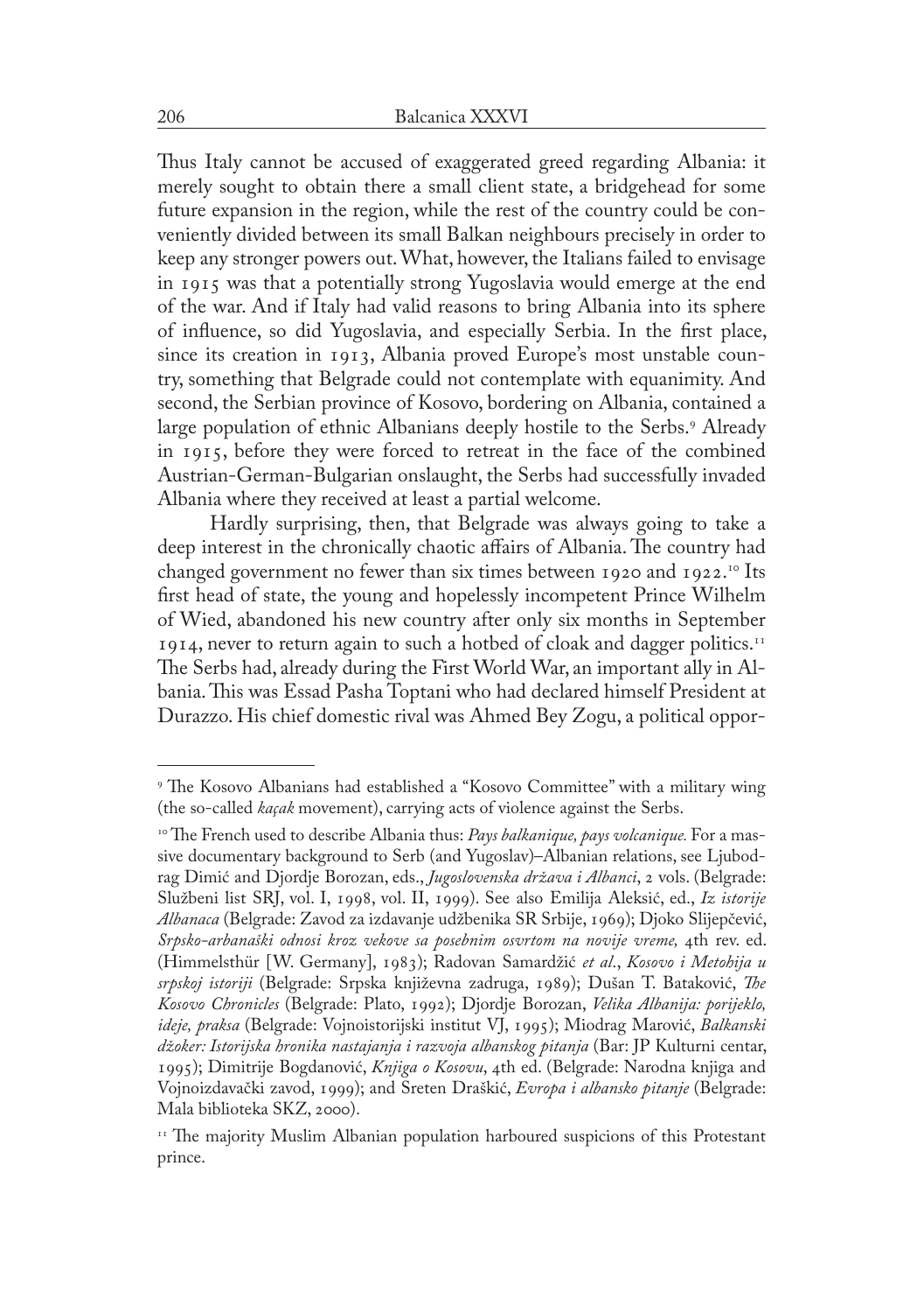Thus Italy cannot be accused of exaggerated greed regarding Albania: it merely sought to obtain there a small client state, a bridgehead for some future expansion in the region, while the rest of the country could be conveniently divided between its small Balkan neighbours precisely in order to keep any stronger powers out. What, however, the Italians failed to envisage in 1915 was that a potentially strong Yugoslavia would emerge at the end of the war. And if Italy had valid reasons to bring Albania into its sphere of influence, so did Yugoslavia, and especially Serbia. In the first place, since its creation in 1913, Albania proved Europe's most unstable country, something that Belgrade could not contemplate with equanimity. And second, the Serbian province of Kosovo, bordering on Albania, contained a large population of ethnic Albanians deeply hostile to the Serbs.[9] Already in 1915, before they were forced to retreat in the face of the combined Austrian-German-Bulgarian onslaught, the Serbs had successfully invaded Albania where they received at least a partial welcome.

Hardly surprising, then, that Belgrade was always going to take a deep interest in the chronically chaotic affairs of Albania. The country had changed government no fewer than six times between 1920 and 1922.[10] Its first head of state, the young and hopelessly incompetent Prince Wilhelm of Wied, abandoned his new country after only six months in September 1914, never to return again to such a hotbed of cloak and dagger politics.[11] The Serbs had, already during the First World War, an important ally in Albania. This was Essad Pasha Toptani who had declared himself President at Durazzo. His chief domestic rival was Ahmed Bey Zogu, a political oppor-

---

[9] The Kosovo Albanians had established a "Kosovo Committee" with a military wing (the so-called *kaçak* movement), carrying acts of violence against the Serbs.

[10] The French used to describe Albania thus: *Pays balkanique, pays volcanique.* For a massive documentary background to Serb (and Yugoslav)–Albanian relations, see Ljubodrag Dimić and Djordje Borozan, eds., *Jugoslovenska država i Albanci*, 2 vols. (Belgrade: Službeni list SRJ, vol. I, 1998, vol. II, 1999). See also Emilija Aleksić, ed., *Iz istorije Albanaca* (Belgrade: Zavod za izdavanje udžbenika SR Srbije, 1969); Djoko Slijepčević, *Srpsko-arbanaški odnosi kroz vekove sa posebnim osvrtom na novije vreme,* 4th rev. ed. (Himmelsthür [W. Germany], 1983); Radovan Samardžić *et al*., *Kosovo i Metohija u srpskoj istoriji* (Belgrade: Srpska književna zadruga, 1989); Dušan T. Bataković, *The Kosovo Chronicles* (Belgrade: Plato, 1992); Djordje Borozan, *Velika Albanija: porijeklo, ideje, praksa* (Belgrade: Vojnoistorijski institut VJ, 1995); Miodrag Marović, *Balkanski džoker: Istorijska hronika nastajanja i razvoja albanskog pitanja* (Bar: JP Kulturni centar, 1995); Dimitrije Bogdanović, *Knjiga o Kosovu*, 4th ed. (Belgrade: Narodna knjiga and Vojnoizdavački zavod, 1999); and Sreten Draškić, *Evropa i albansko pitanje* (Belgrade: Mala biblioteka SKZ, 2000).

[11] The majority Muslim Albanian population harboured suspicions of this Protestant prince.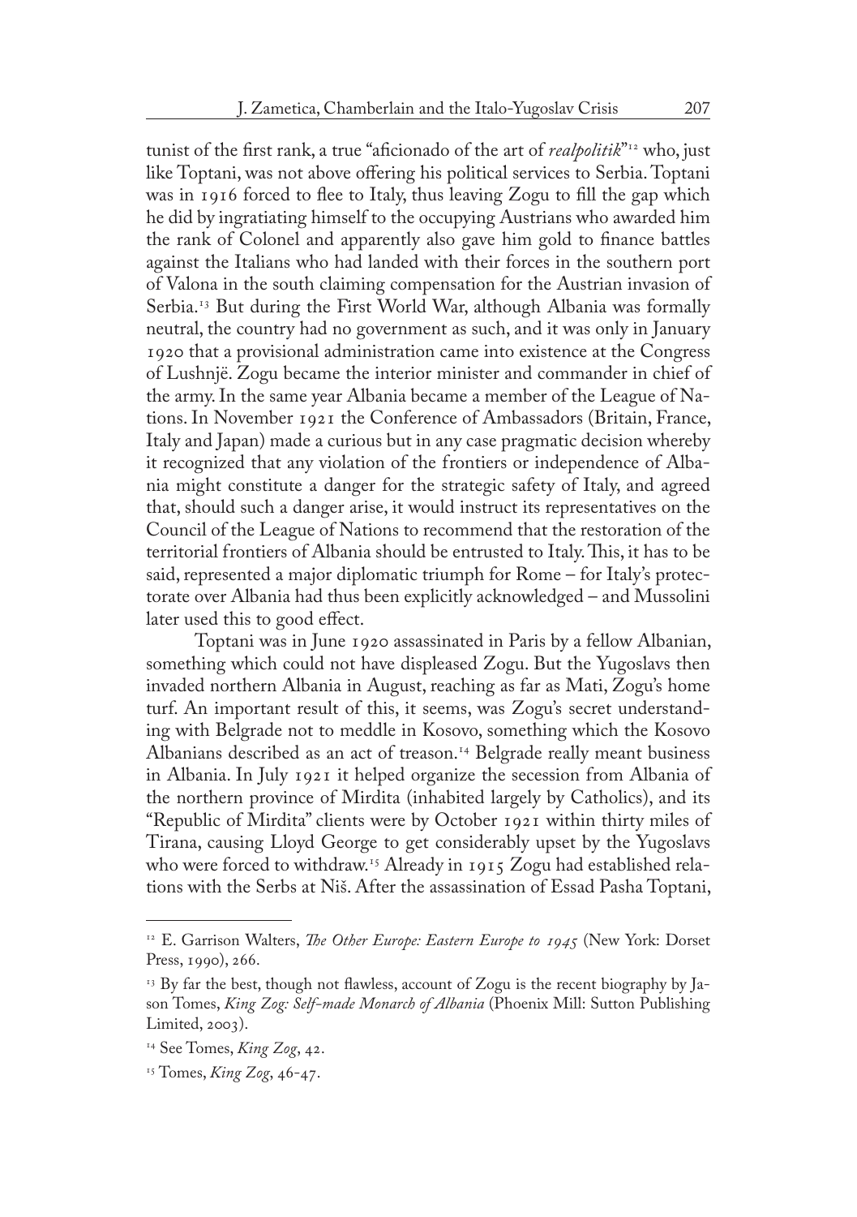tunist of the first rank, a true "aficionado of the art of *realpolitik*"[12] who, just like Toptani, was not above offering his political services to Serbia. Toptani was in 1916 forced to flee to Italy, thus leaving Zogu to fill the gap which he did by ingratiating himself to the occupying Austrians who awarded him the rank of Colonel and apparently also gave him gold to finance battles against the Italians who had landed with their forces in the southern port of Valona in the south claiming compensation for the Austrian invasion of Serbia.[13] But during the First World War, although Albania was formally neutral, the country had no government as such, and it was only in January 1920 that a provisional administration came into existence at the Congress of Lushnjë. Zogu became the interior minister and commander in chief of the army. In the same year Albania became a member of the League of Nations. In November 1921 the Conference of Ambassadors (Britain, France, Italy and Japan) made a curious but in any case pragmatic decision whereby it recognized that any violation of the frontiers or independence of Albania might constitute a danger for the strategic safety of Italy, and agreed that, should such a danger arise, it would instruct its representatives on the Council of the League of Nations to recommend that the restoration of the territorial frontiers of Albania should be entrusted to Italy. This, it has to be said, represented a major diplomatic triumph for Rome – for Italy's protectorate over Albania had thus been explicitly acknowledged – and Mussolini later used this to good effect.

Toptani was in June 1920 assassinated in Paris by a fellow Albanian, something which could not have displeased Zogu. But the Yugoslavs then invaded northern Albania in August, reaching as far as Mati, Zogu's home turf. An important result of this, it seems, was Zogu's secret understanding with Belgrade not to meddle in Kosovo, something which the Kosovo Albanians described as an act of treason.[14] Belgrade really meant business in Albania. In July 1921 it helped organize the secession from Albania of the northern province of Mirdita (inhabited largely by Catholics), and its "Republic of Mirdita" clients were by October 1921 within thirty miles of Tirana, causing Lloyd George to get considerably upset by the Yugoslavs who were forced to withdraw.[15] Already in 1915 Zogu had established relations with the Serbs at Niš. After the assassination of Essad Pasha Toptani,

---

[12] E. Garrison Walters, *The Other Europe: Eastern Europe to 1945* (New York: Dorset Press, 1990), 266.

[13] By far the best, though not flawless, account of Zogu is the recent biography by Jason Tomes, *King Zog: Self-made Monarch of Albania* (Phoenix Mill: Sutton Publishing Limited, 2003).

[14] See Tomes, *King Zog*, 42.

[15] Tomes, *King Zog*, 46-47.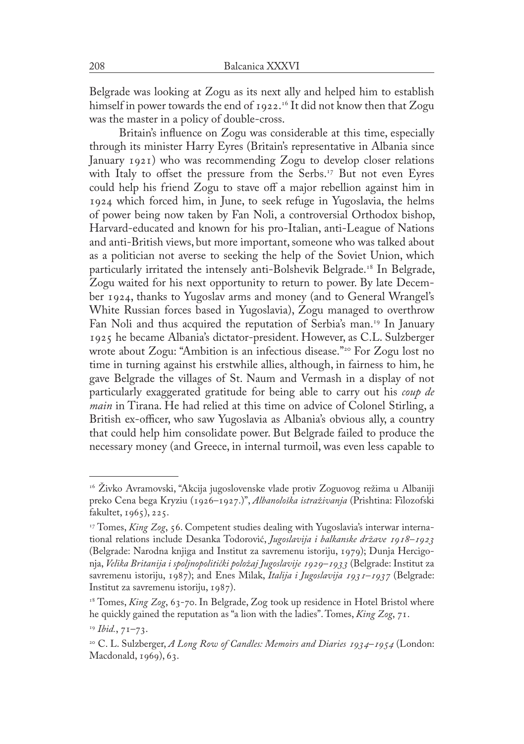Belgrade was looking at Zogu as its next ally and helped him to establish himself in power towards the end of 1922.[16] It did not know then that Zogu was the master in a policy of double-cross.

Britain's influence on Zogu was considerable at this time, especially through its minister Harry Eyres (Britain's representative in Albania since January 1921) who was recommending Zogu to develop closer relations with Italy to offset the pressure from the Serbs.[17] But not even Eyres could help his friend Zogu to stave off a major rebellion against him in 1924 which forced him, in June, to seek refuge in Yugoslavia, the helms of power being now taken by Fan Noli, a controversial Orthodox bishop, Harvard-educated and known for his pro-Italian, anti-League of Nations and anti-British views, but more important, someone who was talked about as a politician not averse to seeking the help of the Soviet Union, which particularly irritated the intensely anti-Bolshevik Belgrade.[18] In Belgrade, Zogu waited for his next opportunity to return to power. By late December 1924, thanks to Yugoslav arms and money (and to General Wrangel's White Russian forces based in Yugoslavia), Zogu managed to overthrow Fan Noli and thus acquired the reputation of Serbia's man.[19] In January 1925 he became Albania's dictator-president. However, as C.L. Sulzberger wrote about Zogu: "Ambition is an infectious disease."[20] For Zogu lost no time in turning against his erstwhile allies, although, in fairness to him, he gave Belgrade the villages of St. Naum and Vermash in a display of not particularly exaggerated gratitude for being able to carry out his *coup de main* in Tirana. He had relied at this time on advice of Colonel Stirling, a British ex-officer, who saw Yugoslavia as Albania's obvious ally, a country that could help him consolidate power. But Belgrade failed to produce the necessary money (and Greece, in internal turmoil, was even less capable to

---

[16] Živko Avramovski, "Akcija jugoslovenske vlade protiv Zoguovog režima u Albaniji preko Cena bega Kryziu (1926–1927.)", *Albanološka istraživanja* (Prishtina: Filozofski fakultet, 1965), 225.

[17] Tomes, *King Zog*, 56. Competent studies dealing with Yugoslavia's interwar international relations include Desanka Todorović, *Jugoslavija i balkanske države 1918–1923* (Belgrade: Narodna knjiga and Institut za savremenu istoriju, 1979); Dunja Hercigonja, *Velika Britanija i spoljnopolitički položaj Jugoslavije 1929–1933* (Belgrade: Institut za savremenu istoriju, 1987); and Enes Milak, *Italija i Jugoslavija 1931–1937* (Belgrade: Institut za savremenu istoriju, 1987).

[18] Tomes, *King Zog*, 63-70. In Belgrade, Zog took up residence in Hotel Bristol where he quickly gained the reputation as "a lion with the ladies". Tomes, *King Zog*, 71.

[19] *Ibid.*, 71–73.

[20] C. L. Sulzberger, *A Long Row of Candles: Memoirs and Diaries 1934–1954* (London: Macdonald, 1969), 63.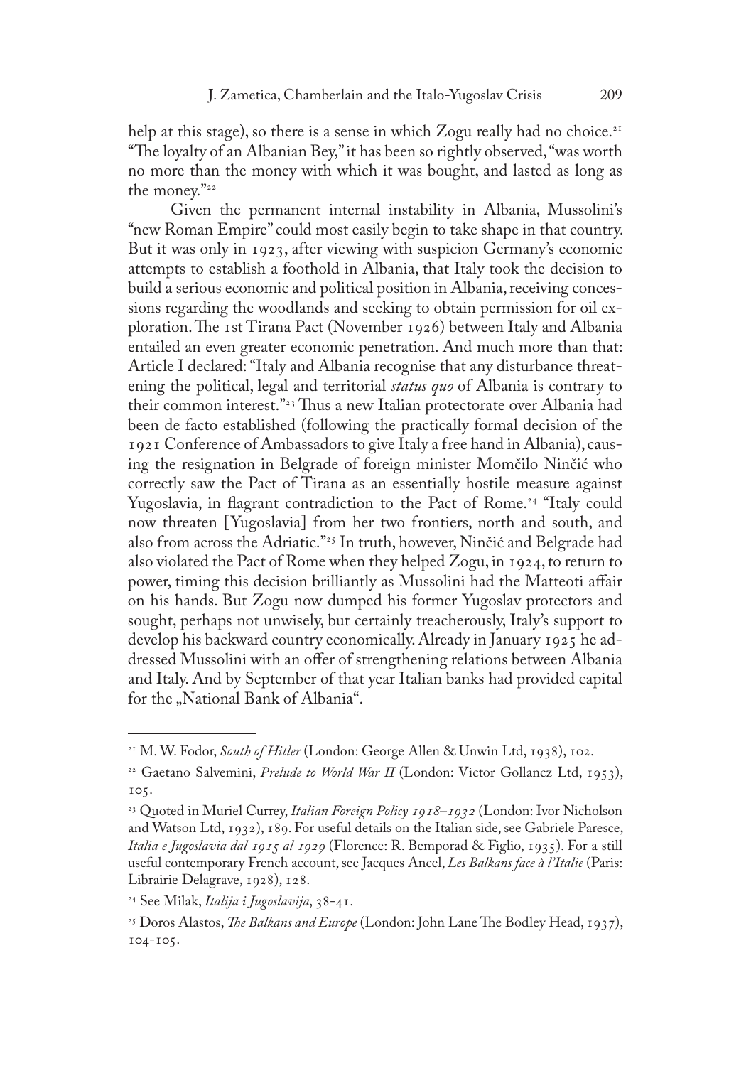help at this stage), so there is a sense in which Zogu really had no choice.[21] "The loyalty of an Albanian Bey," it has been so rightly observed, "was worth no more than the money with which it was bought, and lasted as long as the money."[22]

Given the permanent internal instability in Albania, Mussolini's "new Roman Empire" could most easily begin to take shape in that country. But it was only in 1923, after viewing with suspicion Germany's economic attempts to establish a foothold in Albania, that Italy took the decision to build a serious economic and political position in Albania, receiving concessions regarding the woodlands and seeking to obtain permission for oil exploration. The 1st Tirana Pact (November 1926) between Italy and Albania entailed an even greater economic penetration. And much more than that: Article I declared: "Italy and Albania recognise that any disturbance threatening the political, legal and territorial *status quo* of Albania is contrary to their common interest."[23] Thus a new Italian protectorate over Albania had been de facto established (following the practically formal decision of the 1921 Conference of Ambassadors to give Italy a free hand in Albania), causing the resignation in Belgrade of foreign minister Momčilo Ninčić who correctly saw the Pact of Tirana as an essentially hostile measure against Yugoslavia, in flagrant contradiction to the Pact of Rome.[24] "Italy could now threaten [Yugoslavia] from her two frontiers, north and south, and also from across the Adriatic."[25] In truth, however, Ninčić and Belgrade had also violated the Pact of Rome when they helped Zogu, in 1924, to return to power, timing this decision brilliantly as Mussolini had the Matteoti affair on his hands. But Zogu now dumped his former Yugoslav protectors and sought, perhaps not unwisely, but certainly treacherously, Italy's support to develop his backward country economically. Already in January 1925 he addressed Mussolini with an offer of strengthening relations between Albania and Italy. And by September of that year Italian banks had provided capital for the „National Bank of Albania".

---

[21] M. W. Fodor, *South of Hitler* (London: George Allen & Unwin Ltd, 1938), 102.

[22] Gaetano Salvemini, *Prelude to World War II* (London: Victor Gollancz Ltd, 1953), 105.

[23] Quoted in Muriel Currey, *Italian Foreign Policy 1918–1932* (London: Ivor Nicholson and Watson Ltd, 1932), 189. For useful details on the Italian side, see Gabriele Paresce, *Italia e Jugoslavia dal 1915 al 1929* (Florence: R. Bemporad & Figlio, 1935). For a still useful contemporary French account, see Jacques Ancel, *Les Balkans face à l'Italie* (Paris: Librairie Delagrave, 1928), 128.

[24] See Milak, *Italija i Jugoslavija*, 38-41.

[25] Doros Alastos, *The Balkans and Europe* (London: John Lane The Bodley Head, 1937), 104-105.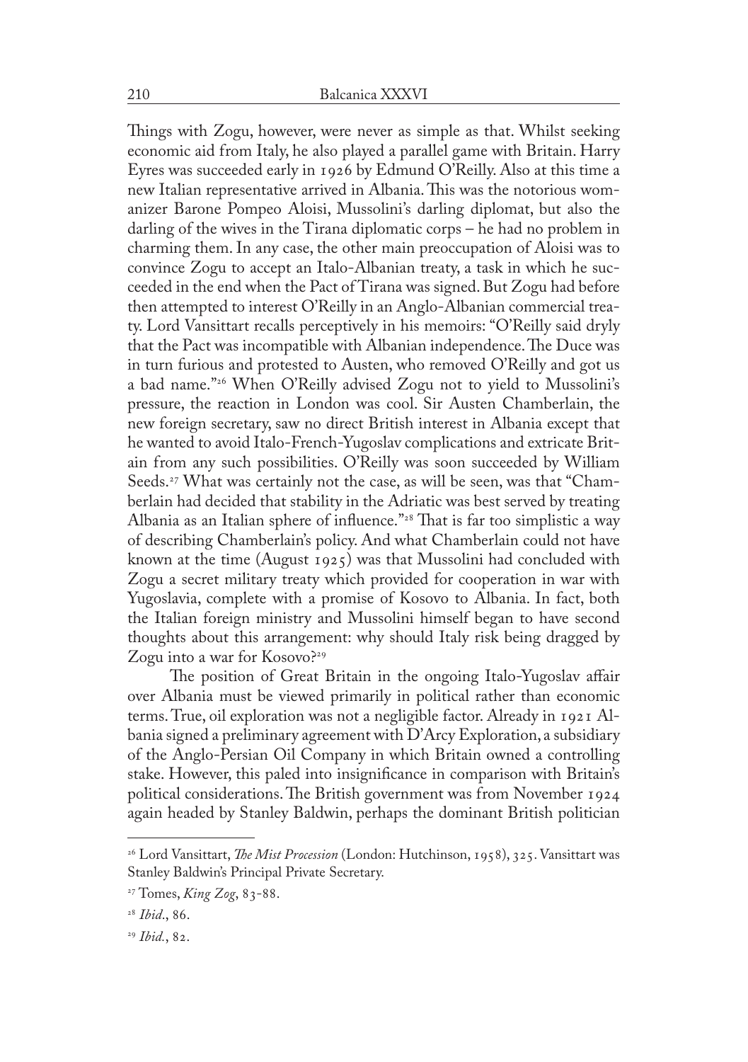Things with Zogu, however, were never as simple as that. Whilst seeking economic aid from Italy, he also played a parallel game with Britain. Harry Eyres was succeeded early in 1926 by Edmund O'Reilly. Also at this time a new Italian representative arrived in Albania. This was the notorious womanizer Barone Pompeo Aloisi, Mussolini's darling diplomat, but also the darling of the wives in the Tirana diplomatic corps – he had no problem in charming them. In any case, the other main preoccupation of Aloisi was to convince Zogu to accept an Italo-Albanian treaty, a task in which he succeeded in the end when the Pact of Tirana was signed. But Zogu had before then attempted to interest O'Reilly in an Anglo-Albanian commercial treaty. Lord Vansittart recalls perceptively in his memoirs: "O'Reilly said dryly that the Pact was incompatible with Albanian independence. The Duce was in turn furious and protested to Austen, who removed O'Reilly and got us a bad name."[26] When O'Reilly advised Zogu not to yield to Mussolini's pressure, the reaction in London was cool. Sir Austen Chamberlain, the new foreign secretary, saw no direct British interest in Albania except that he wanted to avoid Italo-French-Yugoslav complications and extricate Britain from any such possibilities. O'Reilly was soon succeeded by William Seeds.[27] What was certainly not the case, as will be seen, was that "Chamberlain had decided that stability in the Adriatic was best served by treating Albania as an Italian sphere of influence."[28] That is far too simplistic a way of describing Chamberlain's policy. And what Chamberlain could not have known at the time (August 1925) was that Mussolini had concluded with Zogu a secret military treaty which provided for cooperation in war with Yugoslavia, complete with a promise of Kosovo to Albania. In fact, both the Italian foreign ministry and Mussolini himself began to have second thoughts about this arrangement: why should Italy risk being dragged by Zogu into a war for Kosovo?[29]

The position of Great Britain in the ongoing Italo-Yugoslav affair over Albania must be viewed primarily in political rather than economic terms. True, oil exploration was not a negligible factor. Already in 1921 Albania signed a preliminary agreement with D'Arcy Exploration, a subsidiary of the Anglo-Persian Oil Company in which Britain owned a controlling stake. However, this paled into insignificance in comparison with Britain's political considerations. The British government was from November 1924 again headed by Stanley Baldwin, perhaps the dominant British politician

---

[26] Lord Vansittart, *The Mist Procession* (London: Hutchinson, 1958), 325. Vansittart was Stanley Baldwin's Principal Private Secretary.

[27] Tomes, *King Zog*, 83-88.

[28] *Ibid.*, 86.

[29] *Ibid.*, 82.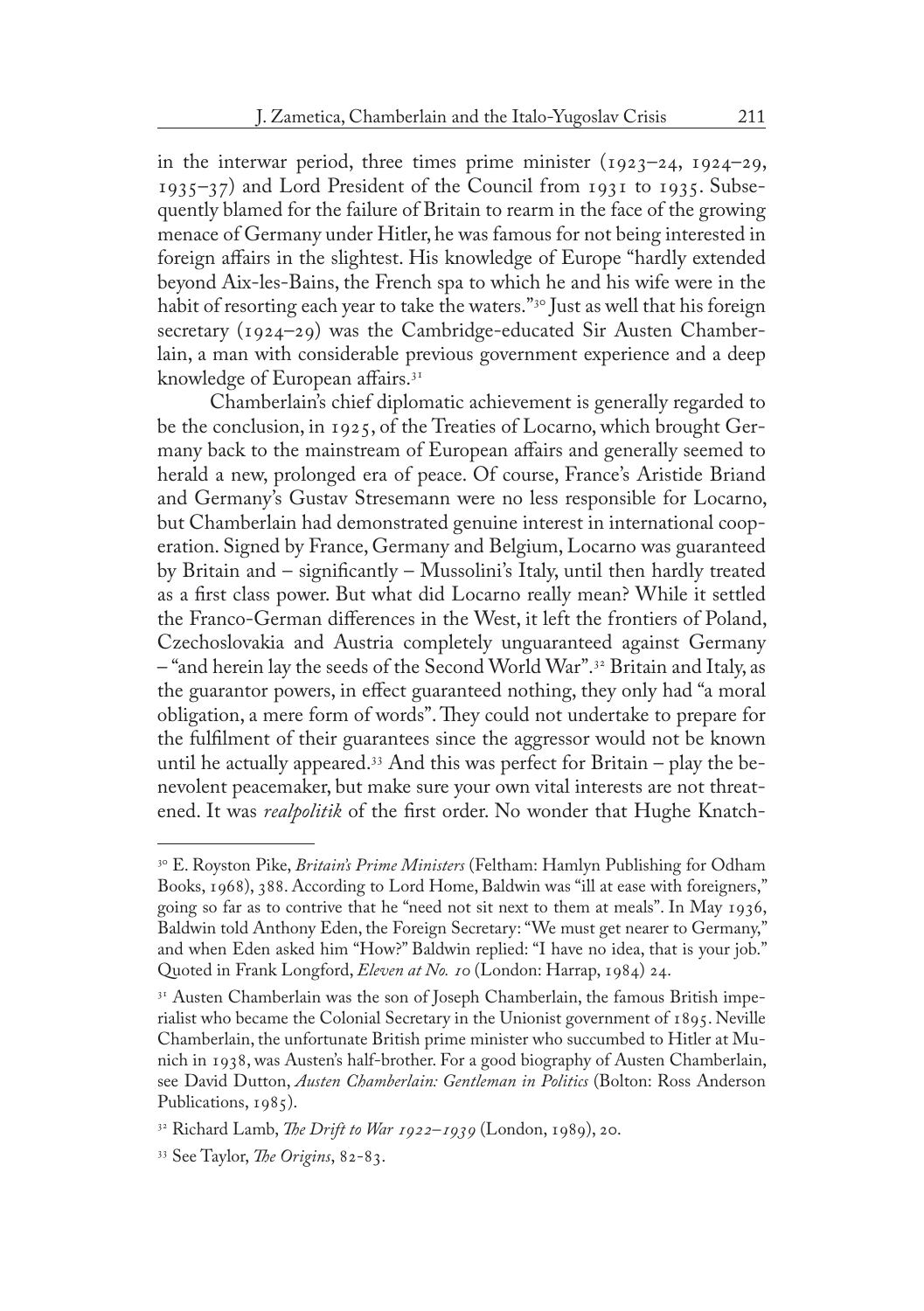in the interwar period, three times prime minister (1923–24, 1924–29, 1935–37) and Lord President of the Council from 1931 to 1935. Subsequently blamed for the failure of Britain to rearm in the face of the growing menace of Germany under Hitler, he was famous for not being interested in foreign affairs in the slightest. His knowledge of Europe "hardly extended beyond Aix-les-Bains, the French spa to which he and his wife were in the habit of resorting each year to take the waters."[30] Just as well that his foreign secretary (1924–29) was the Cambridge-educated Sir Austen Chamberlain, a man with considerable previous government experience and a deep knowledge of European affairs.[31]

Chamberlain's chief diplomatic achievement is generally regarded to be the conclusion, in 1925, of the Treaties of Locarno, which brought Germany back to the mainstream of European affairs and generally seemed to herald a new, prolonged era of peace. Of course, France's Aristide Briand and Germany's Gustav Stresemann were no less responsible for Locarno, but Chamberlain had demonstrated genuine interest in international cooperation. Signed by France, Germany and Belgium, Locarno was guaranteed by Britain and – significantly – Mussolini's Italy, until then hardly treated as a first class power. But what did Locarno really mean? While it settled the Franco-German differences in the West, it left the frontiers of Poland, Czechoslovakia and Austria completely unguaranteed against Germany – "and herein lay the seeds of the Second World War".[32] Britain and Italy, as the guarantor powers, in effect guaranteed nothing, they only had "a moral obligation, a mere form of words". They could not undertake to prepare for the fulfilment of their guarantees since the aggressor would not be known until he actually appeared.[33] And this was perfect for Britain – play the benevolent peacemaker, but make sure your own vital interests are not threatened. It was *realpolitik* of the first order. No wonder that Hughe Knatch-

---

[30] E. Royston Pike, *Britain's Prime Ministers* (Feltham: Hamlyn Publishing for Odham Books, 1968), 388. According to Lord Home, Baldwin was "ill at ease with foreigners," going so far as to contrive that he "need not sit next to them at meals". In May 1936, Baldwin told Anthony Eden, the Foreign Secretary: "We must get nearer to Germany," and when Eden asked him "How?" Baldwin replied: "I have no idea, that is your job." Quoted in Frank Longford, *Eleven at No. 10* (London: Harrap, 1984) 24.

[31] Austen Chamberlain was the son of Joseph Chamberlain, the famous British imperialist who became the Colonial Secretary in the Unionist government of 1895. Neville Chamberlain, the unfortunate British prime minister who succumbed to Hitler at Munich in 1938, was Austen's half-brother. For a good biography of Austen Chamberlain, see David Dutton, *Austen Chamberlain: Gentleman in Politics* (Bolton: Ross Anderson Publications, 1985).

[32] Richard Lamb, *The Drift to War 1922–1939* (London, 1989), 20.

[33] See Taylor, *The Origins*, 82-83.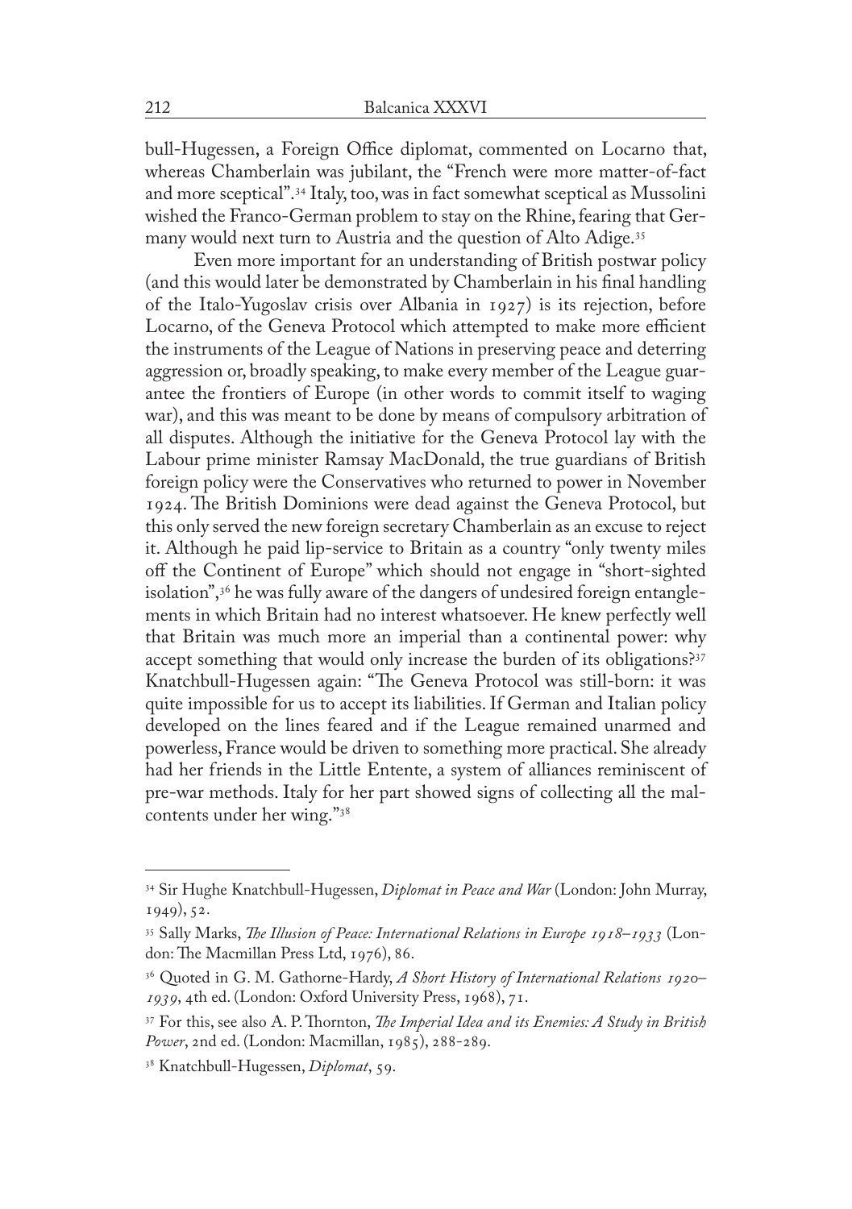bull-Hugessen, a Foreign Office diplomat, commented on Locarno that, whereas Chamberlain was jubilant, the "French were more matter-of-fact and more sceptical".[34] Italy, too, was in fact somewhat sceptical as Mussolini wished the Franco-German problem to stay on the Rhine, fearing that Germany would next turn to Austria and the question of Alto Adige.[35]

Even more important for an understanding of British postwar policy (and this would later be demonstrated by Chamberlain in his final handling of the Italo-Yugoslav crisis over Albania in 1927) is its rejection, before Locarno, of the Geneva Protocol which attempted to make more efficient the instruments of the League of Nations in preserving peace and deterring aggression or, broadly speaking, to make every member of the League guarantee the frontiers of Europe (in other words to commit itself to waging war), and this was meant to be done by means of compulsory arbitration of all disputes. Although the initiative for the Geneva Protocol lay with the Labour prime minister Ramsay MacDonald, the true guardians of British foreign policy were the Conservatives who returned to power in November 1924. The British Dominions were dead against the Geneva Protocol, but this only served the new foreign secretary Chamberlain as an excuse to reject it. Although he paid lip-service to Britain as a country "only twenty miles off the Continent of Europe" which should not engage in "short-sighted isolation",[36] he was fully aware of the dangers of undesired foreign entanglements in which Britain had no interest whatsoever. He knew perfectly well that Britain was much more an imperial than a continental power: why accept something that would only increase the burden of its obligations?[37] Knatchbull-Hugessen again: "The Geneva Protocol was still-born: it was quite impossible for us to accept its liabilities. If German and Italian policy developed on the lines feared and if the League remained unarmed and powerless, France would be driven to something more practical. She already had her friends in the Little Entente, a system of alliances reminiscent of pre-war methods. Italy for her part showed signs of collecting all the malcontents under her wing."[38]

---

[34] Sir Hughe Knatchbull-Hugessen, *Diplomat in Peace and War* (London: John Murray, 1949), 52.

[35] Sally Marks, *The Illusion of Peace: International Relations in Europe 1918–1933* (London: The Macmillan Press Ltd, 1976), 86.

[36] Quoted in G. M. Gathorne-Hardy, *A Short History of International Relations 1920–1939*, 4th ed. (London: Oxford University Press, 1968), 71.

[37] For this, see also A. P. Thornton, *The Imperial Idea and its Enemies: A Study in British Power*, 2nd ed. (London: Macmillan, 1985), 288-289.

[38] Knatchbull-Hugessen, *Diplomat*, 59.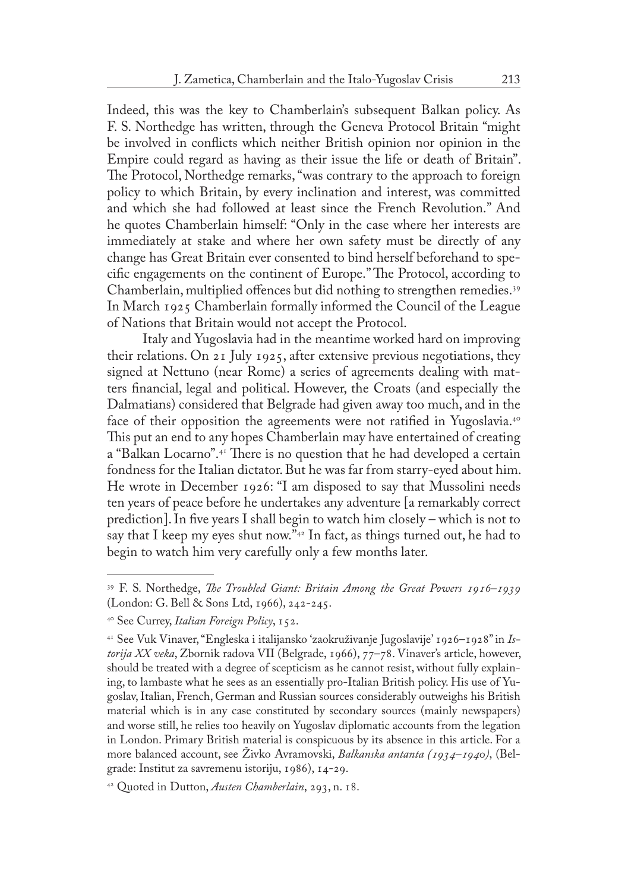Indeed, this was the key to Chamberlain's subsequent Balkan policy. As F. S. Northedge has written, through the Geneva Protocol Britain "might be involved in conflicts which neither British opinion nor opinion in the Empire could regard as having as their issue the life or death of Britain". The Protocol, Northedge remarks, "was contrary to the approach to foreign policy to which Britain, by every inclination and interest, was committed and which she had followed at least since the French Revolution." And he quotes Chamberlain himself: "Only in the case where her interests are immediately at stake and where her own safety must be directly of any change has Great Britain ever consented to bind herself beforehand to specific engagements on the continent of Europe." The Protocol, according to Chamberlain, multiplied offences but did nothing to strengthen remedies.[39] In March 1925 Chamberlain formally informed the Council of the League of Nations that Britain would not accept the Protocol.

Italy and Yugoslavia had in the meantime worked hard on improving their relations. On 21 July 1925, after extensive previous negotiations, they signed at Nettuno (near Rome) a series of agreements dealing with matters financial, legal and political. However, the Croats (and especially the Dalmatians) considered that Belgrade had given away too much, and in the face of their opposition the agreements were not ratified in Yugoslavia.[40] This put an end to any hopes Chamberlain may have entertained of creating a "Balkan Locarno".[41] There is no question that he had developed a certain fondness for the Italian dictator. But he was far from starry-eyed about him. He wrote in December 1926: "I am disposed to say that Mussolini needs ten years of peace before he undertakes any adventure [a remarkably correct prediction]. In five years I shall begin to watch him closely – which is not to say that I keep my eyes shut now."[42] In fact, as things turned out, he had to begin to watch him very carefully only a few months later.

---

[39] F. S. Northedge, *The Troubled Giant: Britain Among the Great Powers 1916–1939* (London: G. Bell & Sons Ltd, 1966), 242-245.

[40] See Currey, *Italian Foreign Policy*, 152.

[41] See Vuk Vinaver, "Engleska i italijansko 'zaokruživanje Jugoslavije' 1926–1928" in *Istorija XX veka*, Zbornik radova VII (Belgrade, 1966), 77–78. Vinaver's article, however, should be treated with a degree of scepticism as he cannot resist, without fully explaining, to lambaste what he sees as an essentially pro-Italian British policy. His use of Yugoslav, Italian, French, German and Russian sources considerably outweighs his British material which is in any case constituted by secondary sources (mainly newspapers) and worse still, he relies too heavily on Yugoslav diplomatic accounts from the legation in London. Primary British material is conspicuous by its absence in this article. For a more balanced account, see Živko Avramovski, *Balkanska antanta (1934–1940)*, (Belgrade: Institut za savremenu istoriju, 1986), 14-29.

[42] Quoted in Dutton, *Austen Chamberlain*, 293, n. 18.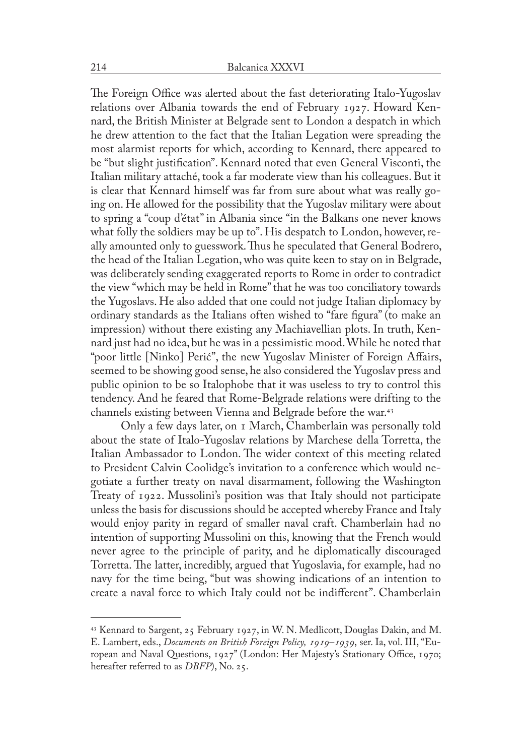The Foreign Office was alerted about the fast deteriorating Italo-Yugoslav relations over Albania towards the end of February 1927. Howard Kennard, the British Minister at Belgrade sent to London a despatch in which he drew attention to the fact that the Italian Legation were spreading the most alarmist reports for which, according to Kennard, there appeared to be "but slight justification". Kennard noted that even General Visconti, the Italian military attaché, took a far moderate view than his colleagues. But it is clear that Kennard himself was far from sure about what was really going on. He allowed for the possibility that the Yugoslav military were about to spring a "coup d'état" in Albania since "in the Balkans one never knows what folly the soldiers may be up to". His despatch to London, however, really amounted only to guesswork. Thus he speculated that General Bodrero, the head of the Italian Legation, who was quite keen to stay on in Belgrade, was deliberately sending exaggerated reports to Rome in order to contradict the view "which may be held in Rome" that he was too conciliatory towards the Yugoslavs. He also added that one could not judge Italian diplomacy by ordinary standards as the Italians often wished to "fare figura" (to make an impression) without there existing any Machiavellian plots. In truth, Kennard just had no idea, but he was in a pessimistic mood. While he noted that "poor little [Ninko] Perić", the new Yugoslav Minister of Foreign Affairs, seemed to be showing good sense, he also considered the Yugoslav press and public opinion to be so Italophobe that it was useless to try to control this tendency. And he feared that Rome-Belgrade relations were drifting to the channels existing between Vienna and Belgrade before the war.[43]

Only a few days later, on 1 March, Chamberlain was personally told about the state of Italo-Yugoslav relations by Marchese della Torretta, the Italian Ambassador to London. The wider context of this meeting related to President Calvin Coolidge's invitation to a conference which would negotiate a further treaty on naval disarmament, following the Washington Treaty of 1922. Mussolini's position was that Italy should not participate unless the basis for discussions should be accepted whereby France and Italy would enjoy parity in regard of smaller naval craft. Chamberlain had no intention of supporting Mussolini on this, knowing that the French would never agree to the principle of parity, and he diplomatically discouraged Torretta. The latter, incredibly, argued that Yugoslavia, for example, had no navy for the time being, "but was showing indications of an intention to create a naval force to which Italy could not be indifferent". Chamberlain

---

[43] Kennard to Sargent, 25 February 1927, in W. N. Medlicott, Douglas Dakin, and M. E. Lambert, eds., *Documents on British Foreign Policy, 1919–1939*, ser. Ia, vol. III, "European and Naval Questions, 1927" (London: Her Majesty's Stationary Office, 1970; hereafter referred to as *DBFP*), No. 25.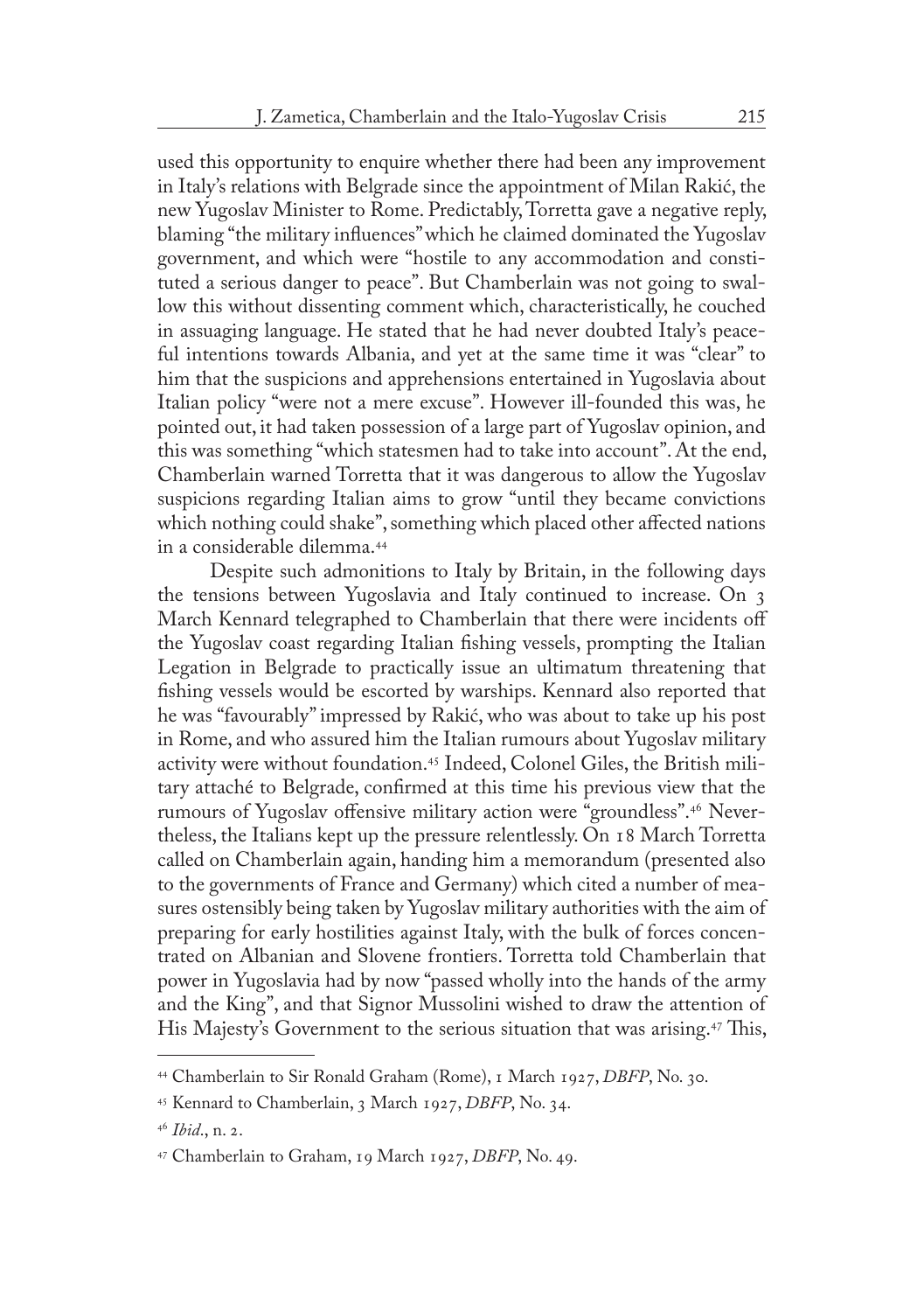used this opportunity to enquire whether there had been any improvement in Italy's relations with Belgrade since the appointment of Milan Rakić, the new Yugoslav Minister to Rome. Predictably, Torretta gave a negative reply, blaming "the military influences" which he claimed dominated the Yugoslav government, and which were "hostile to any accommodation and constituted a serious danger to peace". But Chamberlain was not going to swallow this without dissenting comment which, characteristically, he couched in assuaging language. He stated that he had never doubted Italy's peaceful intentions towards Albania, and yet at the same time it was "clear" to him that the suspicions and apprehensions entertained in Yugoslavia about Italian policy "were not a mere excuse". However ill-founded this was, he pointed out, it had taken possession of a large part of Yugoslav opinion, and this was something "which statesmen had to take into account". At the end, Chamberlain warned Torretta that it was dangerous to allow the Yugoslav suspicions regarding Italian aims to grow "until they became convictions which nothing could shake", something which placed other affected nations in a considerable dilemma.[44]

Despite such admonitions to Italy by Britain, in the following days the tensions between Yugoslavia and Italy continued to increase. On 3 March Kennard telegraphed to Chamberlain that there were incidents off the Yugoslav coast regarding Italian fishing vessels, prompting the Italian Legation in Belgrade to practically issue an ultimatum threatening that fishing vessels would be escorted by warships. Kennard also reported that he was "favourably" impressed by Rakić, who was about to take up his post in Rome, and who assured him the Italian rumours about Yugoslav military activity were without foundation.[45] Indeed, Colonel Giles, the British military attaché to Belgrade, confirmed at this time his previous view that the rumours of Yugoslav offensive military action were "groundless".[46] Nevertheless, the Italians kept up the pressure relentlessly. On 18 March Torretta called on Chamberlain again, handing him a memorandum (presented also to the governments of France and Germany) which cited a number of measures ostensibly being taken by Yugoslav military authorities with the aim of preparing for early hostilities against Italy, with the bulk of forces concentrated on Albanian and Slovene frontiers. Torretta told Chamberlain that power in Yugoslavia had by now "passed wholly into the hands of the army and the King", and that Signor Mussolini wished to draw the attention of His Majesty's Government to the serious situation that was arising.[47] This,

---

[44] Chamberlain to Sir Ronald Graham (Rome), 1 March 1927, *DBFP*, No. 30.

[45] Kennard to Chamberlain, 3 March 1927, *DBFP*, No. 34.

[46] *Ibid*., n. 2.

[47] Chamberlain to Graham, 19 March 1927, *DBFP*, No. 49.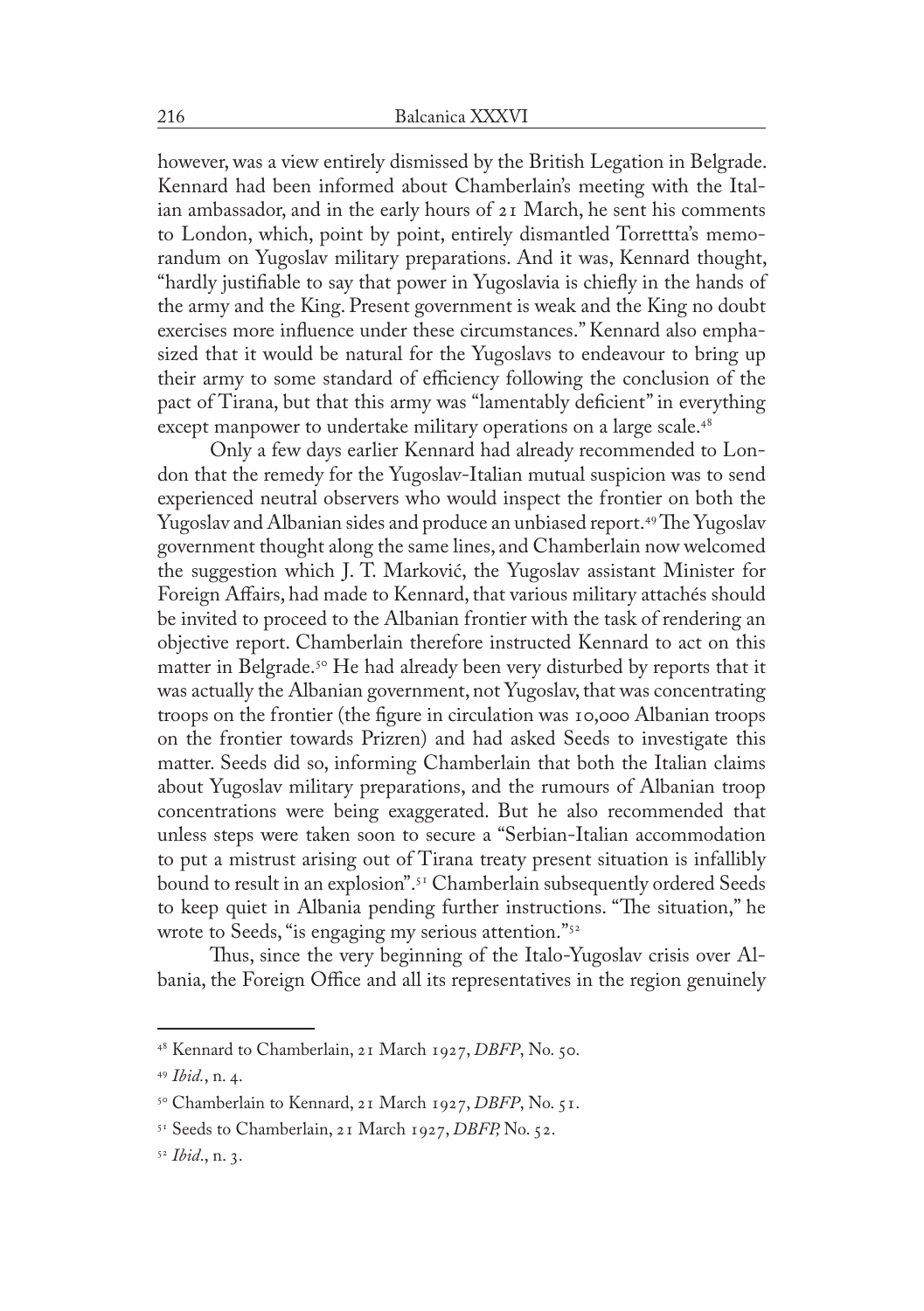however, was a view entirely dismissed by the British Legation in Belgrade. Kennard had been informed about Chamberlain's meeting with the Italian ambassador, and in the early hours of 21 March, he sent his comments to London, which, point by point, entirely dismantled Torrettta's memorandum on Yugoslav military preparations. And it was, Kennard thought, "hardly justifiable to say that power in Yugoslavia is chiefly in the hands of the army and the King. Present government is weak and the King no doubt exercises more influence under these circumstances." Kennard also emphasized that it would be natural for the Yugoslavs to endeavour to bring up their army to some standard of efficiency following the conclusion of the pact of Tirana, but that this army was "lamentably deficient" in everything except manpower to undertake military operations on a large scale.[48]

Only a few days earlier Kennard had already recommended to London that the remedy for the Yugoslav-Italian mutual suspicion was to send experienced neutral observers who would inspect the frontier on both the Yugoslav and Albanian sides and produce an unbiased report.[49] The Yugoslav government thought along the same lines, and Chamberlain now welcomed the suggestion which J. T. Marković, the Yugoslav assistant Minister for Foreign Affairs, had made to Kennard, that various military attachés should be invited to proceed to the Albanian frontier with the task of rendering an objective report. Chamberlain therefore instructed Kennard to act on this matter in Belgrade.[50] He had already been very disturbed by reports that it was actually the Albanian government, not Yugoslav, that was concentrating troops on the frontier (the figure in circulation was 10,000 Albanian troops on the frontier towards Prizren) and had asked Seeds to investigate this matter. Seeds did so, informing Chamberlain that both the Italian claims about Yugoslav military preparations, and the rumours of Albanian troop concentrations were being exaggerated. But he also recommended that unless steps were taken soon to secure a "Serbian-Italian accommodation to put a mistrust arising out of Tirana treaty present situation is infallibly bound to result in an explosion".[51] Chamberlain subsequently ordered Seeds to keep quiet in Albania pending further instructions. "The situation," he wrote to Seeds, "is engaging my serious attention."[52]

Thus, since the very beginning of the Italo-Yugoslav crisis over Albania, the Foreign Office and all its representatives in the region genuinely

---

[48] Kennard to Chamberlain, 21 March 1927, *DBFP*, No. 50.

[49] *Ibid.*, n. 4.

[50] Chamberlain to Kennard, 21 March 1927, *DBFP*, No. 51.

[51] Seeds to Chamberlain, 21 March 1927, *DBFP*, No. 52.

[52] *Ibid.*, n. 3.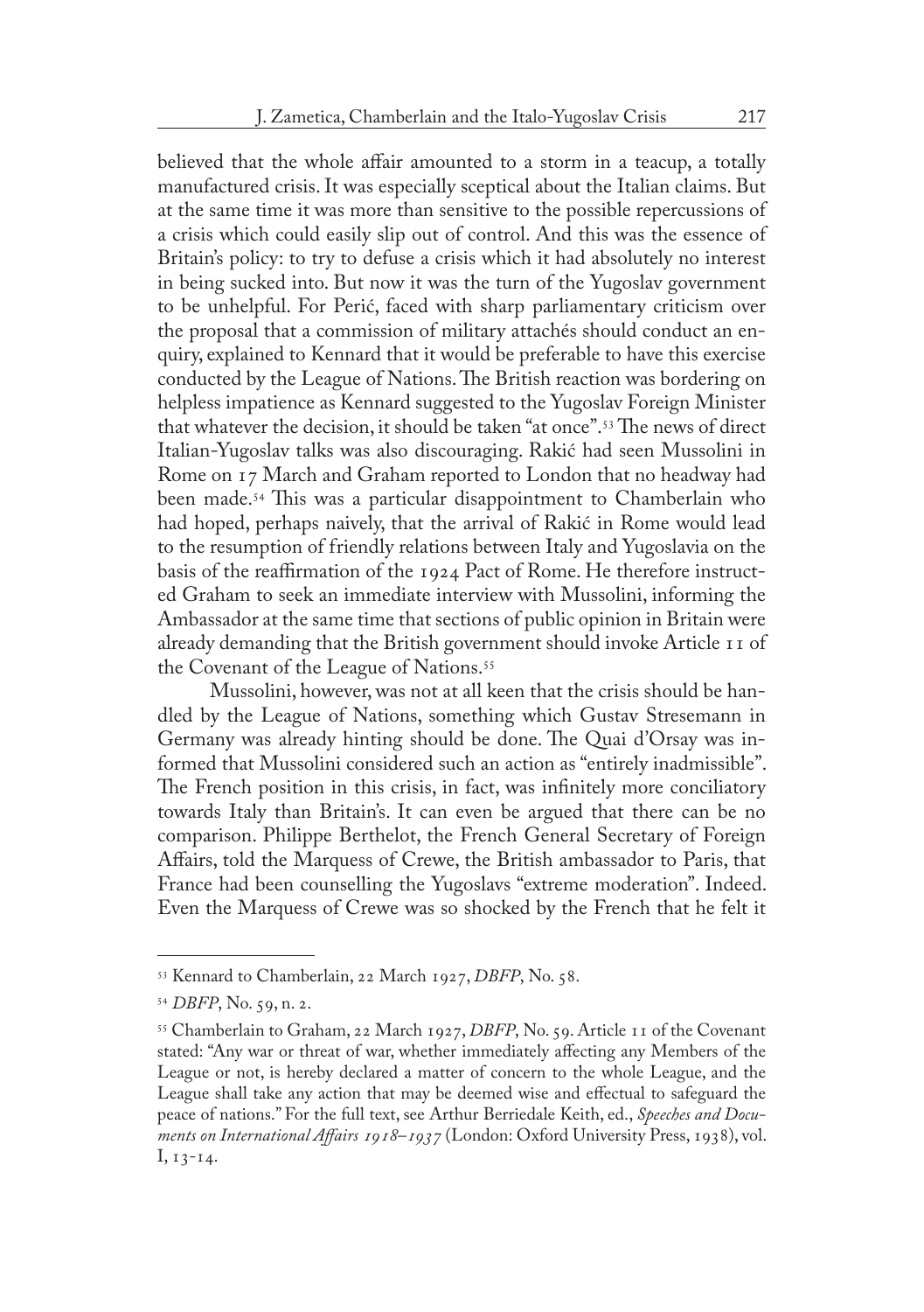believed that the whole affair amounted to a storm in a teacup, a totally manufactured crisis. It was especially sceptical about the Italian claims. But at the same time it was more than sensitive to the possible repercussions of a crisis which could easily slip out of control. And this was the essence of Britain's policy: to try to defuse a crisis which it had absolutely no interest in being sucked into. But now it was the turn of the Yugoslav government to be unhelpful. For Perić, faced with sharp parliamentary criticism over the proposal that a commission of military attachés should conduct an enquiry, explained to Kennard that it would be preferable to have this exercise conducted by the League of Nations. The British reaction was bordering on helpless impatience as Kennard suggested to the Yugoslav Foreign Minister that whatever the decision, it should be taken "at once".[53] The news of direct Italian-Yugoslav talks was also discouraging. Rakić had seen Mussolini in Rome on 17 March and Graham reported to London that no headway had been made.[54] This was a particular disappointment to Chamberlain who had hoped, perhaps naively, that the arrival of Rakić in Rome would lead to the resumption of friendly relations between Italy and Yugoslavia on the basis of the reaffirmation of the 1924 Pact of Rome. He therefore instructed Graham to seek an immediate interview with Mussolini, informing the Ambassador at the same time that sections of public opinion in Britain were already demanding that the British government should invoke Article 11 of the Covenant of the League of Nations.[55]

Mussolini, however, was not at all keen that the crisis should be handled by the League of Nations, something which Gustav Stresemann in Germany was already hinting should be done. The Quai d'Orsay was informed that Mussolini considered such an action as "entirely inadmissible". The French position in this crisis, in fact, was infinitely more conciliatory towards Italy than Britain's. It can even be argued that there can be no comparison. Philippe Berthelot, the French General Secretary of Foreign Affairs, told the Marquess of Crewe, the British ambassador to Paris, that France had been counselling the Yugoslavs "extreme moderation". Indeed. Even the Marquess of Crewe was so shocked by the French that he felt it

---

[53] Kennard to Chamberlain, 22 March 1927, *DBFP*, No. 58.

[54] *DBFP*, No. 59, n. 2.

[55] Chamberlain to Graham, 22 March 1927, *DBFP*, No. 59. Article 11 of the Covenant stated: "Any war or threat of war, whether immediately affecting any Members of the League or not, is hereby declared a matter of concern to the whole League, and the League shall take any action that may be deemed wise and effectual to safeguard the peace of nations." For the full text, see Arthur Berriedale Keith, ed., *Speeches and Documents on International Affairs 1918–1937* (London: Oxford University Press, 1938), vol. I, 13-14.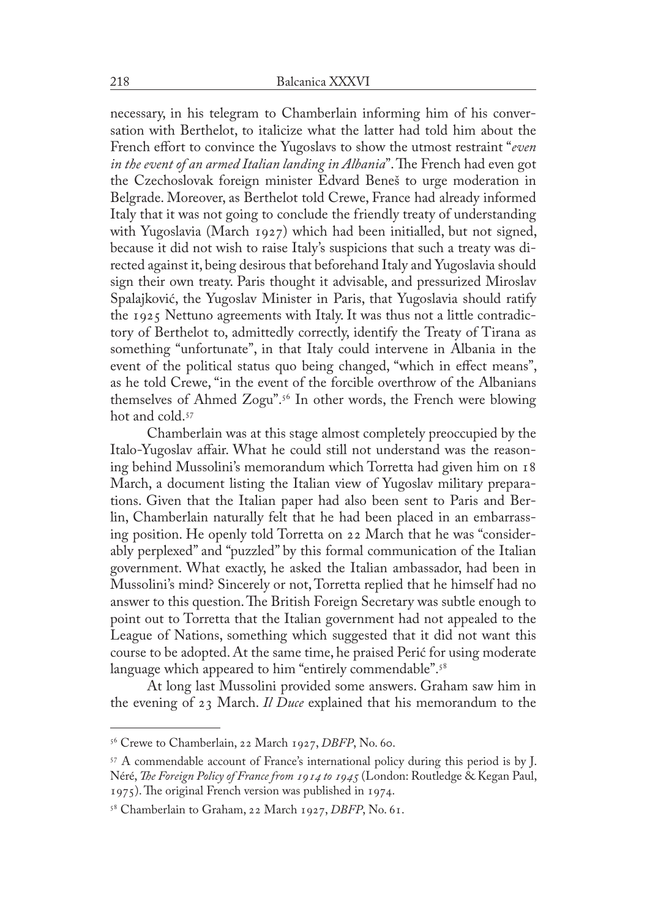necessary, in his telegram to Chamberlain informing him of his conversation with Berthelot, to italicize what the latter had told him about the French effort to convince the Yugoslavs to show the utmost restraint "*even in the event of an armed Italian landing in Albania*". The French had even got the Czechoslovak foreign minister Edvard Beneš to urge moderation in Belgrade. Moreover, as Berthelot told Crewe, France had already informed Italy that it was not going to conclude the friendly treaty of understanding with Yugoslavia (March 1927) which had been initialled, but not signed, because it did not wish to raise Italy's suspicions that such a treaty was directed against it, being desirous that beforehand Italy and Yugoslavia should sign their own treaty. Paris thought it advisable, and pressurized Miroslav Spalajković, the Yugoslav Minister in Paris, that Yugoslavia should ratify the 1925 Nettuno agreements with Italy. It was thus not a little contradictory of Berthelot to, admittedly correctly, identify the Treaty of Tirana as something "unfortunate", in that Italy could intervene in Albania in the event of the political status quo being changed, "which in effect means", as he told Crewe, "in the event of the forcible overthrow of the Albanians themselves of Ahmed Zogu".[56] In other words, the French were blowing hot and cold.[57]

Chamberlain was at this stage almost completely preoccupied by the Italo-Yugoslav affair. What he could still not understand was the reasoning behind Mussolini's memorandum which Torretta had given him on 18 March, a document listing the Italian view of Yugoslav military preparations. Given that the Italian paper had also been sent to Paris and Berlin, Chamberlain naturally felt that he had been placed in an embarrassing position. He openly told Torretta on 22 March that he was "considerably perplexed" and "puzzled" by this formal communication of the Italian government. What exactly, he asked the Italian ambassador, had been in Mussolini's mind? Sincerely or not, Torretta replied that he himself had no answer to this question. The British Foreign Secretary was subtle enough to point out to Torretta that the Italian government had not appealed to the League of Nations, something which suggested that it did not want this course to be adopted. At the same time, he praised Perić for using moderate language which appeared to him "entirely commendable".[58]

At long last Mussolini provided some answers. Graham saw him in the evening of 23 March. *Il Duce* explained that his memorandum to the

---

[56] Crewe to Chamberlain, 22 March 1927, *DBFP*, No. 60.

[57] A commendable account of France's international policy during this period is by J. Néré, *The Foreign Policy of France from 1914 to 1945* (London: Routledge & Kegan Paul, 1975). The original French version was published in 1974.

[58] Chamberlain to Graham, 22 March 1927, *DBFP*, No. 61.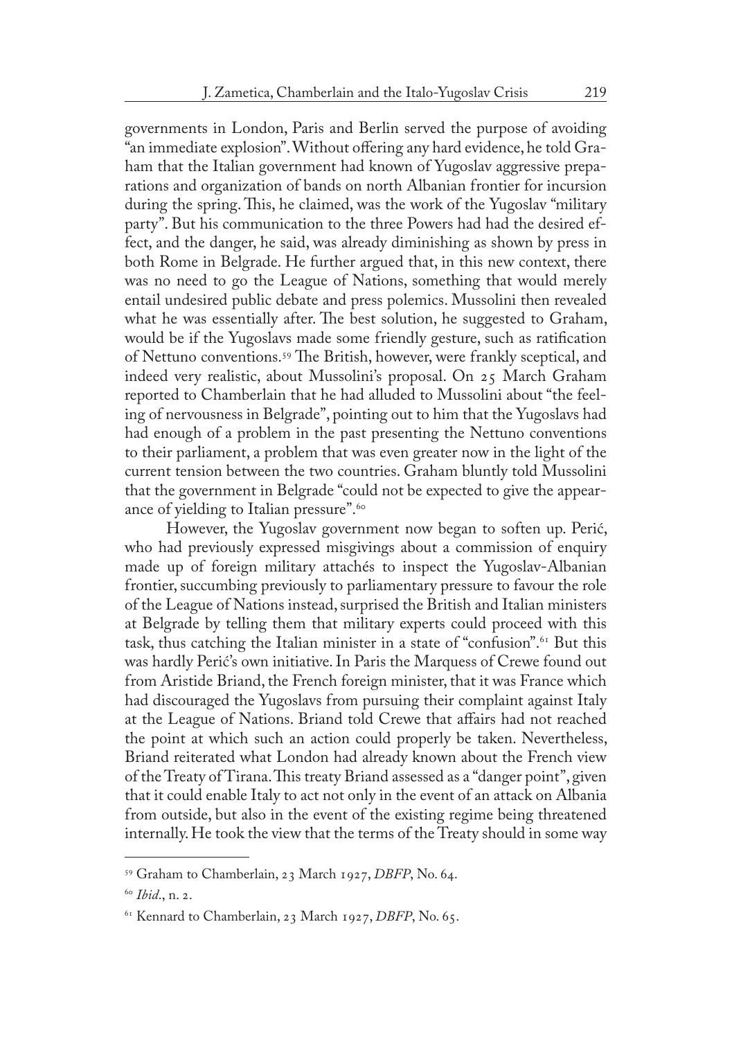governments in London, Paris and Berlin served the purpose of avoiding "an immediate explosion". Without offering any hard evidence, he told Graham that the Italian government had known of Yugoslav aggressive preparations and organization of bands on north Albanian frontier for incursion during the spring. This, he claimed, was the work of the Yugoslav "military party". But his communication to the three Powers had had the desired effect, and the danger, he said, was already diminishing as shown by press in both Rome in Belgrade. He further argued that, in this new context, there was no need to go the League of Nations, something that would merely entail undesired public debate and press polemics. Mussolini then revealed what he was essentially after. The best solution, he suggested to Graham, would be if the Yugoslavs made some friendly gesture, such as ratification of Nettuno conventions.[59] The British, however, were frankly sceptical, and indeed very realistic, about Mussolini's proposal. On 25 March Graham reported to Chamberlain that he had alluded to Mussolini about "the feeling of nervousness in Belgrade", pointing out to him that the Yugoslavs had had enough of a problem in the past presenting the Nettuno conventions to their parliament, a problem that was even greater now in the light of the current tension between the two countries. Graham bluntly told Mussolini that the government in Belgrade "could not be expected to give the appearance of yielding to Italian pressure".[60]

However, the Yugoslav government now began to soften up. Perić, who had previously expressed misgivings about a commission of enquiry made up of foreign military attachés to inspect the Yugoslav-Albanian frontier, succumbing previously to parliamentary pressure to favour the role of the League of Nations instead, surprised the British and Italian ministers at Belgrade by telling them that military experts could proceed with this task, thus catching the Italian minister in a state of "confusion".[61] But this was hardly Perić's own initiative. In Paris the Marquess of Crewe found out from Aristide Briand, the French foreign minister, that it was France which had discouraged the Yugoslavs from pursuing their complaint against Italy at the League of Nations. Briand told Crewe that affairs had not reached the point at which such an action could properly be taken. Nevertheless, Briand reiterated what London had already known about the French view of the Treaty of Tirana. This treaty Briand assessed as a "danger point", given that it could enable Italy to act not only in the event of an attack on Albania from outside, but also in the event of the existing regime being threatened internally. He took the view that the terms of the Treaty should in some way

---

[59] Graham to Chamberlain, 23 March 1927, *DBFP*, No. 64.

[60] *Ibid*., n. 2.

[61] Kennard to Chamberlain, 23 March 1927, *DBFP*, No. 65.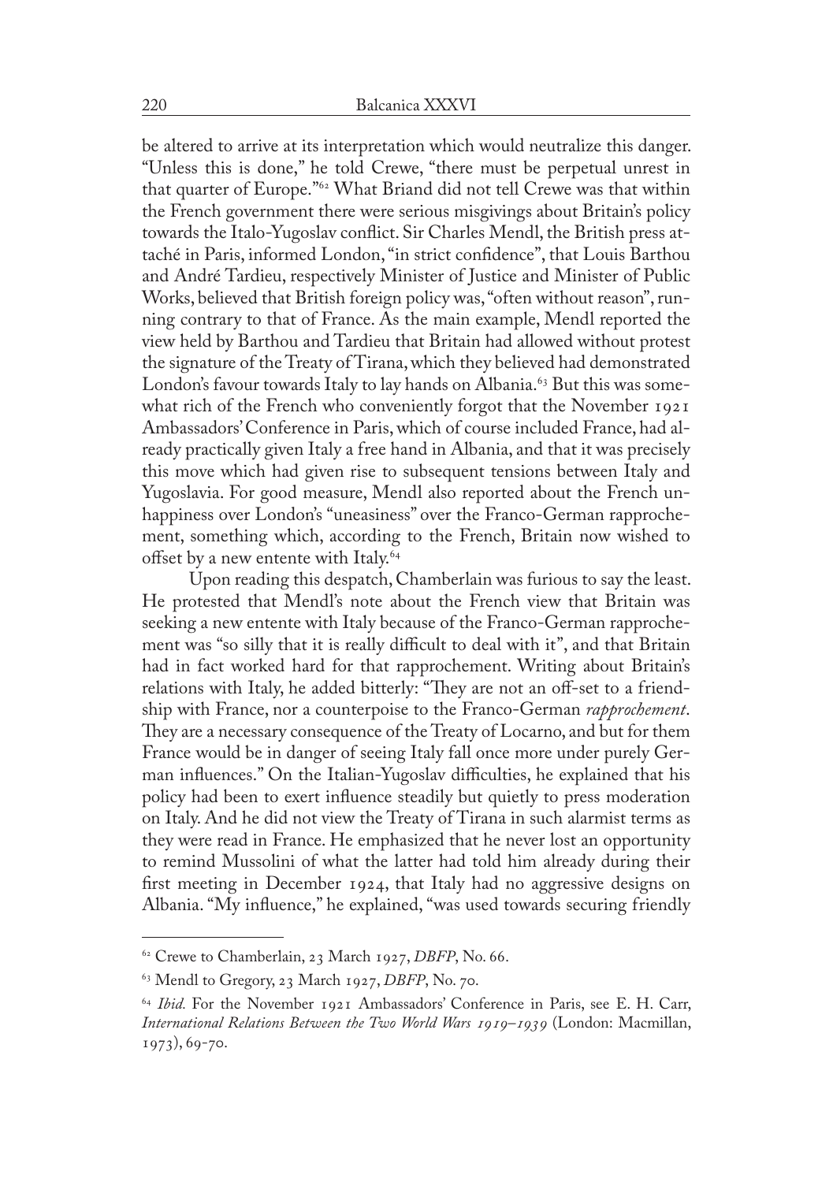be altered to arrive at its interpretation which would neutralize this danger. "Unless this is done," he told Crewe, "there must be perpetual unrest in that quarter of Europe."[62] What Briand did not tell Crewe was that within the French government there were serious misgivings about Britain's policy towards the Italo-Yugoslav conflict. Sir Charles Mendl, the British press attaché in Paris, informed London, "in strict confidence", that Louis Barthou and André Tardieu, respectively Minister of Justice and Minister of Public Works, believed that British foreign policy was, "often without reason", running contrary to that of France. As the main example, Mendl reported the view held by Barthou and Tardieu that Britain had allowed without protest the signature of the Treaty of Tirana, which they believed had demonstrated London's favour towards Italy to lay hands on Albania.[63] But this was somewhat rich of the French who conveniently forgot that the November 1921 Ambassadors' Conference in Paris, which of course included France, had already practically given Italy a free hand in Albania, and that it was precisely this move which had given rise to subsequent tensions between Italy and Yugoslavia. For good measure, Mendl also reported about the French unhappiness over London's "uneasiness" over the Franco-German rapprochement, something which, according to the French, Britain now wished to offset by a new entente with Italy.[64]

Upon reading this despatch, Chamberlain was furious to say the least. He protested that Mendl's note about the French view that Britain was seeking a new entente with Italy because of the Franco-German rapprochement was "so silly that it is really difficult to deal with it", and that Britain had in fact worked hard for that rapprochement. Writing about Britain's relations with Italy, he added bitterly: "They are not an off-set to a friendship with France, nor a counterpoise to the Franco-German *rapprochement*. They are a necessary consequence of the Treaty of Locarno, and but for them France would be in danger of seeing Italy fall once more under purely German influences." On the Italian-Yugoslav difficulties, he explained that his policy had been to exert influence steadily but quietly to press moderation on Italy. And he did not view the Treaty of Tirana in such alarmist terms as they were read in France. He emphasized that he never lost an opportunity to remind Mussolini of what the latter had told him already during their first meeting in December 1924, that Italy had no aggressive designs on Albania. "My influence," he explained, "was used towards securing friendly

---

[62] Crewe to Chamberlain, 23 March 1927, *DBFP*, No. 66.

[63] Mendl to Gregory, 23 March 1927, *DBFP*, No. 70.

[64] *Ibid.* For the November 1921 Ambassadors' Conference in Paris, see E. H. Carr, *International Relations Between the Two World Wars 1919–1939* (London: Macmillan, 1973), 69-70.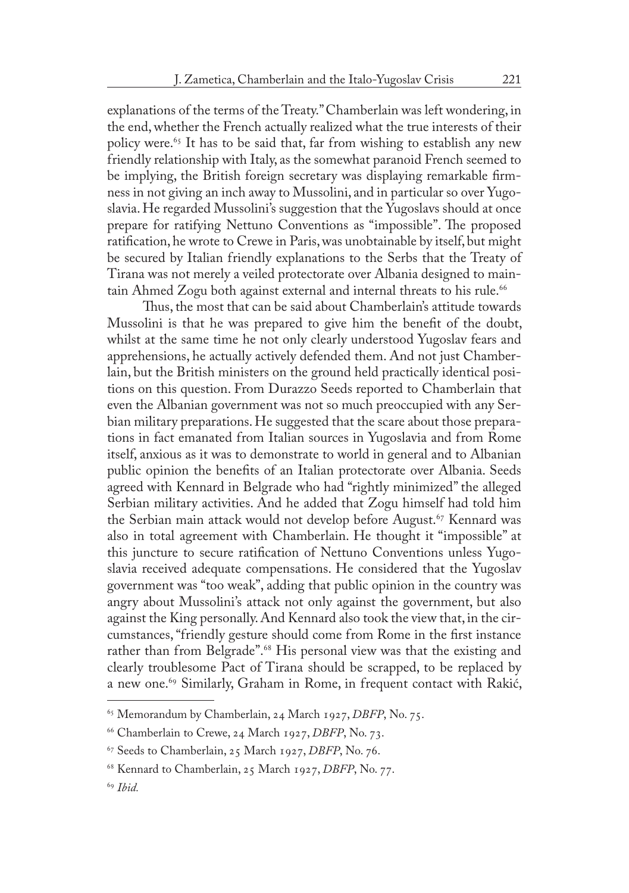explanations of the terms of the Treaty." Chamberlain was left wondering, in the end, whether the French actually realized what the true interests of their policy were.[65] It has to be said that, far from wishing to establish any new friendly relationship with Italy, as the somewhat paranoid French seemed to be implying, the British foreign secretary was displaying remarkable firmness in not giving an inch away to Mussolini, and in particular so over Yugoslavia. He regarded Mussolini's suggestion that the Yugoslavs should at once prepare for ratifying Nettuno Conventions as "impossible". The proposed ratification, he wrote to Crewe in Paris, was unobtainable by itself, but might be secured by Italian friendly explanations to the Serbs that the Treaty of Tirana was not merely a veiled protectorate over Albania designed to maintain Ahmed Zogu both against external and internal threats to his rule.[66]

Thus, the most that can be said about Chamberlain's attitude towards Mussolini is that he was prepared to give him the benefit of the doubt, whilst at the same time he not only clearly understood Yugoslav fears and apprehensions, he actually actively defended them. And not just Chamberlain, but the British ministers on the ground held practically identical positions on this question. From Durazzo Seeds reported to Chamberlain that even the Albanian government was not so much preoccupied with any Serbian military preparations. He suggested that the scare about those preparations in fact emanated from Italian sources in Yugoslavia and from Rome itself, anxious as it was to demonstrate to world in general and to Albanian public opinion the benefits of an Italian protectorate over Albania. Seeds agreed with Kennard in Belgrade who had "rightly minimized" the alleged Serbian military activities. And he added that Zogu himself had told him the Serbian main attack would not develop before August.[67] Kennard was also in total agreement with Chamberlain. He thought it "impossible" at this juncture to secure ratification of Nettuno Conventions unless Yugoslavia received adequate compensations. He considered that the Yugoslav government was "too weak", adding that public opinion in the country was angry about Mussolini's attack not only against the government, but also against the King personally. And Kennard also took the view that, in the circumstances, "friendly gesture should come from Rome in the first instance rather than from Belgrade".[68] His personal view was that the existing and clearly troublesome Pact of Tirana should be scrapped, to be replaced by a new one.[69] Similarly, Graham in Rome, in frequent contact with Rakić,

---

[65] Memorandum by Chamberlain, 24 March 1927, *DBFP*, No. 75.

[66] Chamberlain to Crewe, 24 March 1927, *DBFP*, No. 73.

[67] Seeds to Chamberlain, 25 March 1927, *DBFP*, No. 76.

[68] Kennard to Chamberlain, 25 March 1927, *DBFP*, No. 77.

[69] *Ibid.*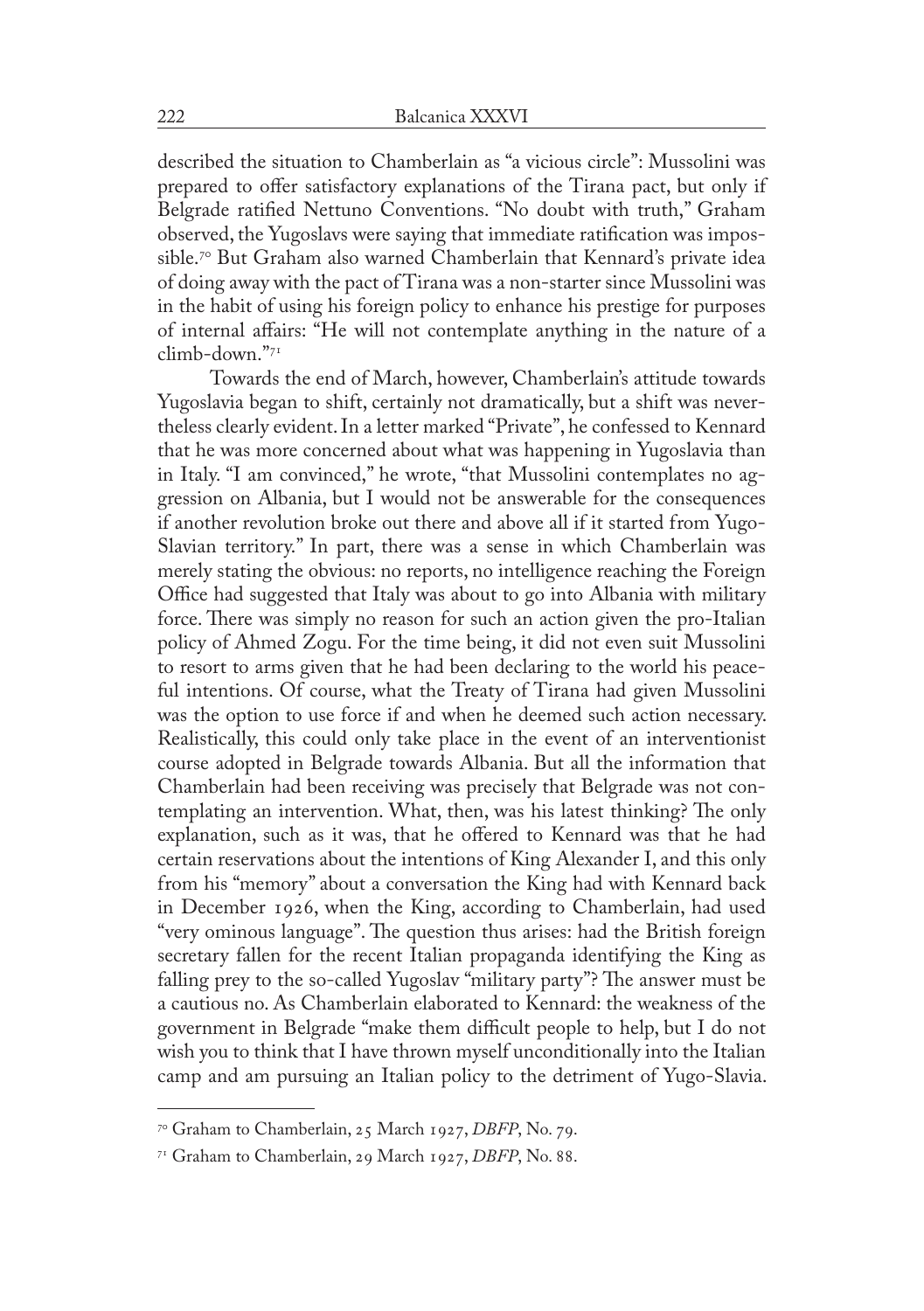described the situation to Chamberlain as "a vicious circle": Mussolini was prepared to offer satisfactory explanations of the Tirana pact, but only if Belgrade ratified Nettuno Conventions. "No doubt with truth," Graham observed, the Yugoslavs were saying that immediate ratification was impossible.[70] But Graham also warned Chamberlain that Kennard's private idea of doing away with the pact of Tirana was a non-starter since Mussolini was in the habit of using his foreign policy to enhance his prestige for purposes of internal affairs: "He will not contemplate anything in the nature of a climb-down."[71]

Towards the end of March, however, Chamberlain's attitude towards Yugoslavia began to shift, certainly not dramatically, but a shift was nevertheless clearly evident. In a letter marked "Private", he confessed to Kennard that he was more concerned about what was happening in Yugoslavia than in Italy. "I am convinced," he wrote, "that Mussolini contemplates no aggression on Albania, but I would not be answerable for the consequences if another revolution broke out there and above all if it started from Yugo-Slavian territory." In part, there was a sense in which Chamberlain was merely stating the obvious: no reports, no intelligence reaching the Foreign Office had suggested that Italy was about to go into Albania with military force. There was simply no reason for such an action given the pro-Italian policy of Ahmed Zogu. For the time being, it did not even suit Mussolini to resort to arms given that he had been declaring to the world his peaceful intentions. Of course, what the Treaty of Tirana had given Mussolini was the option to use force if and when he deemed such action necessary. Realistically, this could only take place in the event of an interventionist course adopted in Belgrade towards Albania. But all the information that Chamberlain had been receiving was precisely that Belgrade was not contemplating an intervention. What, then, was his latest thinking? The only explanation, such as it was, that he offered to Kennard was that he had certain reservations about the intentions of King Alexander I, and this only from his "memory" about a conversation the King had with Kennard back in December 1926, when the King, according to Chamberlain, had used "very ominous language". The question thus arises: had the British foreign secretary fallen for the recent Italian propaganda identifying the King as falling prey to the so-called Yugoslav "military party"? The answer must be a cautious no. As Chamberlain elaborated to Kennard: the weakness of the government in Belgrade "make them difficult people to help, but I do not wish you to think that I have thrown myself unconditionally into the Italian camp and am pursuing an Italian policy to the detriment of Yugo-Slavia.

---

[70] Graham to Chamberlain, 25 March 1927, *DBFP*, No. 79.

[71] Graham to Chamberlain, 29 March 1927, *DBFP*, No. 88.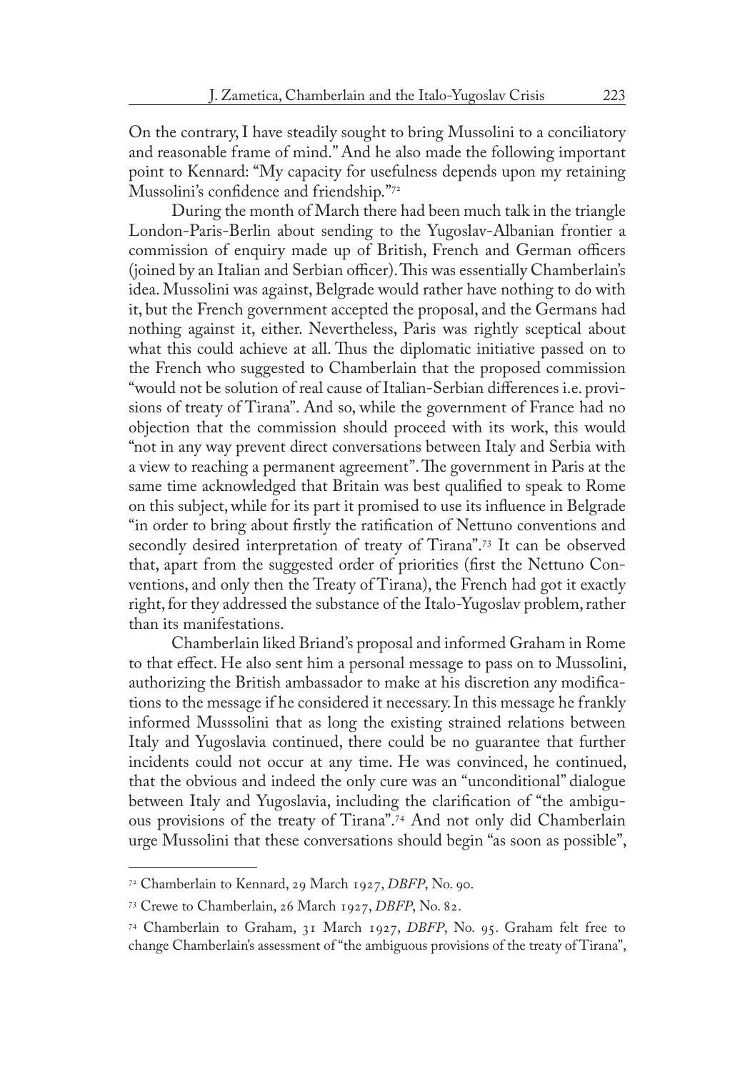On the contrary, I have steadily sought to bring Mussolini to a conciliatory and reasonable frame of mind." And he also made the following important point to Kennard: "My capacity for usefulness depends upon my retaining Mussolini's confidence and friendship."[72]

During the month of March there had been much talk in the triangle London-Paris-Berlin about sending to the Yugoslav-Albanian frontier a commission of enquiry made up of British, French and German officers (joined by an Italian and Serbian officer). This was essentially Chamberlain's idea. Mussolini was against, Belgrade would rather have nothing to do with it, but the French government accepted the proposal, and the Germans had nothing against it, either. Nevertheless, Paris was rightly sceptical about what this could achieve at all. Thus the diplomatic initiative passed on to the French who suggested to Chamberlain that the proposed commission "would not be solution of real cause of Italian-Serbian differences i.e. provisions of treaty of Tirana". And so, while the government of France had no objection that the commission should proceed with its work, this would "not in any way prevent direct conversations between Italy and Serbia with a view to reaching a permanent agreement". The government in Paris at the same time acknowledged that Britain was best qualified to speak to Rome on this subject, while for its part it promised to use its influence in Belgrade "in order to bring about firstly the ratification of Nettuno conventions and secondly desired interpretation of treaty of Tirana".[73] It can be observed that, apart from the suggested order of priorities (first the Nettuno Conventions, and only then the Treaty of Tirana), the French had got it exactly right, for they addressed the substance of the Italo-Yugoslav problem, rather than its manifestations.

Chamberlain liked Briand's proposal and informed Graham in Rome to that effect. He also sent him a personal message to pass on to Mussolini, authorizing the British ambassador to make at his discretion any modifications to the message if he considered it necessary. In this message he frankly informed Musssolini that as long the existing strained relations between Italy and Yugoslavia continued, there could be no guarantee that further incidents could not occur at any time. He was convinced, he continued, that the obvious and indeed the only cure was an "unconditional" dialogue between Italy and Yugoslavia, including the clarification of "the ambiguous provisions of the treaty of Tirana".[74] And not only did Chamberlain urge Mussolini that these conversations should begin "as soon as possible",

---

[72] Chamberlain to Kennard, 29 March 1927, *DBFP*, No. 90.

[73] Crewe to Chamberlain, 26 March 1927, *DBFP*, No. 82.

[74] Chamberlain to Graham, 31 March 1927, *DBFP*, No. 95. Graham felt free to change Chamberlain's assessment of "the ambiguous provisions of the treaty of Tirana",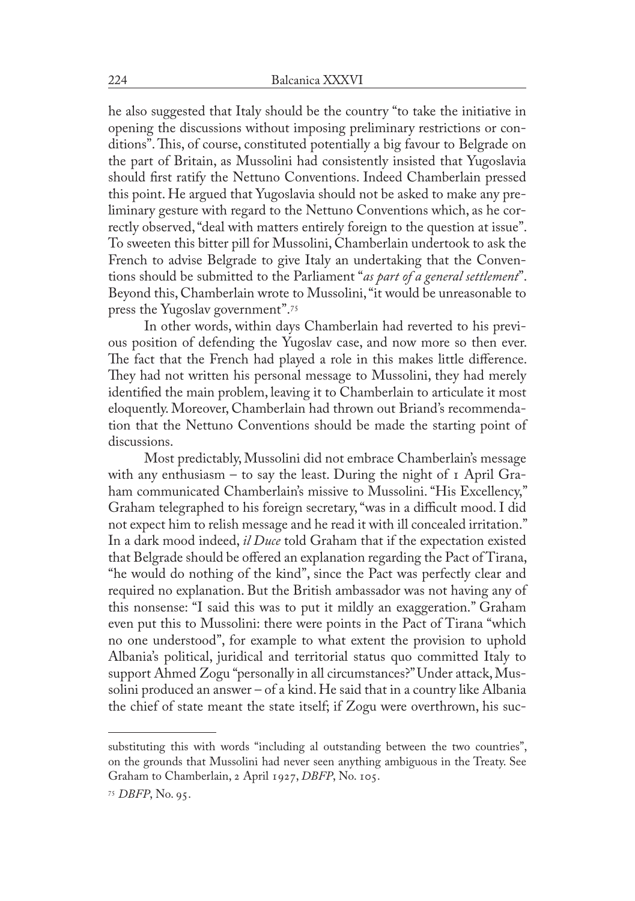he also suggested that Italy should be the country "to take the initiative in opening the discussions without imposing preliminary restrictions or conditions". This, of course, constituted potentially a big favour to Belgrade on the part of Britain, as Mussolini had consistently insisted that Yugoslavia should first ratify the Nettuno Conventions. Indeed Chamberlain pressed this point. He argued that Yugoslavia should not be asked to make any preliminary gesture with regard to the Nettuno Conventions which, as he correctly observed, "deal with matters entirely foreign to the question at issue". To sweeten this bitter pill for Mussolini, Chamberlain undertook to ask the French to advise Belgrade to give Italy an undertaking that the Conventions should be submitted to the Parliament "*as part of a general settlement*". Beyond this, Chamberlain wrote to Mussolini, "it would be unreasonable to press the Yugoslav government".[75]

In other words, within days Chamberlain had reverted to his previous position of defending the Yugoslav case, and now more so then ever. The fact that the French had played a role in this makes little difference. They had not written his personal message to Mussolini, they had merely identified the main problem, leaving it to Chamberlain to articulate it most eloquently. Moreover, Chamberlain had thrown out Briand's recommendation that the Nettuno Conventions should be made the starting point of discussions.

Most predictably, Mussolini did not embrace Chamberlain's message with any enthusiasm – to say the least. During the night of 1 April Graham communicated Chamberlain's missive to Mussolini. "His Excellency," Graham telegraphed to his foreign secretary, "was in a difficult mood. I did not expect him to relish message and he read it with ill concealed irritation." In a dark mood indeed, *il Duce* told Graham that if the expectation existed that Belgrade should be offered an explanation regarding the Pact of Tirana, "he would do nothing of the kind", since the Pact was perfectly clear and required no explanation. But the British ambassador was not having any of this nonsense: "I said this was to put it mildly an exaggeration." Graham even put this to Mussolini: there were points in the Pact of Tirana "which no one understood", for example to what extent the provision to uphold Albania's political, juridical and territorial status quo committed Italy to support Ahmed Zogu "personally in all circumstances?" Under attack, Mussolini produced an answer – of a kind. He said that in a country like Albania the chief of state meant the state itself; if Zogu were overthrown, his suc-

---

substituting this with words "including al outstanding between the two countries", on the grounds that Mussolini had never seen anything ambiguous in the Treaty. See Graham to Chamberlain, 2 April 1927, *DBFP*, No. 105.

[75] *DBFP*, No. 95.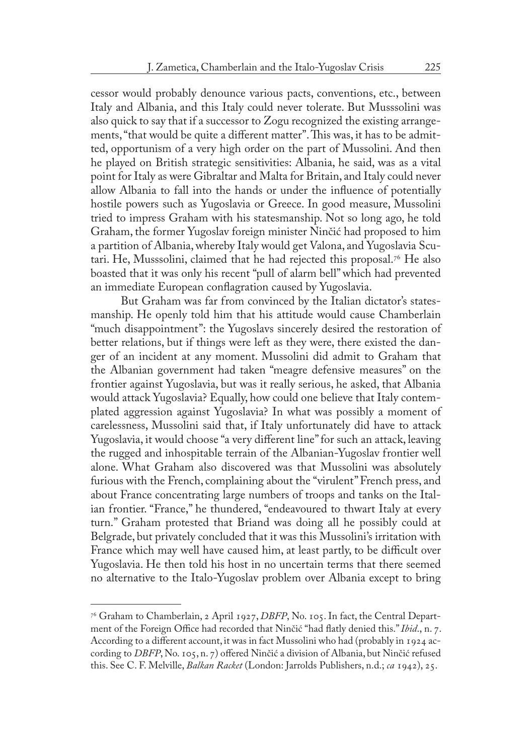cessor would probably denounce various pacts, conventions, etc., between Italy and Albania, and this Italy could never tolerate. But Musssolini was also quick to say that if a successor to Zogu recognized the existing arrangements, "that would be quite a different matter". This was, it has to be admitted, opportunism of a very high order on the part of Mussolini. And then he played on British strategic sensitivities: Albania, he said, was as a vital point for Italy as were Gibraltar and Malta for Britain, and Italy could never allow Albania to fall into the hands or under the influence of potentially hostile powers such as Yugoslavia or Greece. In good measure, Mussolini tried to impress Graham with his statesmanship. Not so long ago, he told Graham, the former Yugoslav foreign minister Ninčić had proposed to him a partition of Albania, whereby Italy would get Valona, and Yugoslavia Scutari. He, Musssolini, claimed that he had rejected this proposal.[76] He also boasted that it was only his recent "pull of alarm bell" which had prevented an immediate European conflagration caused by Yugoslavia.

But Graham was far from convinced by the Italian dictator's statesmanship. He openly told him that his attitude would cause Chamberlain "much disappointment": the Yugoslavs sincerely desired the restoration of better relations, but if things were left as they were, there existed the danger of an incident at any moment. Mussolini did admit to Graham that the Albanian government had taken "meagre defensive measures" on the frontier against Yugoslavia, but was it really serious, he asked, that Albania would attack Yugoslavia? Equally, how could one believe that Italy contemplated aggression against Yugoslavia? In what was possibly a moment of carelessness, Mussolini said that, if Italy unfortunately did have to attack Yugoslavia, it would choose "a very different line" for such an attack, leaving the rugged and inhospitable terrain of the Albanian-Yugoslav frontier well alone. What Graham also discovered was that Mussolini was absolutely furious with the French, complaining about the "virulent" French press, and about France concentrating large numbers of troops and tanks on the Italian frontier. "France," he thundered, "endeavoured to thwart Italy at every turn." Graham protested that Briand was doing all he possibly could at Belgrade, but privately concluded that it was this Mussolini's irritation with France which may well have caused him, at least partly, to be difficult over Yugoslavia. He then told his host in no uncertain terms that there seemed no alternative to the Italo-Yugoslav problem over Albania except to bring

[76] Graham to Chamberlain, 2 April 1927, *DBFP*, No. 105. In fact, the Central Department of the Foreign Office had recorded that Ninčić "had flatly denied this." *Ibid*., n. 7. According to a different account, it was in fact Mussolini who had (probably in 1924 according to *DBFP*, No. 105, n. 7) offered Ninčić a division of Albania, but Ninčić refused this. See C. F. Melville, *Balkan Racket* (London: Jarrolds Publishers, n.d.; *ca* 1942), 25.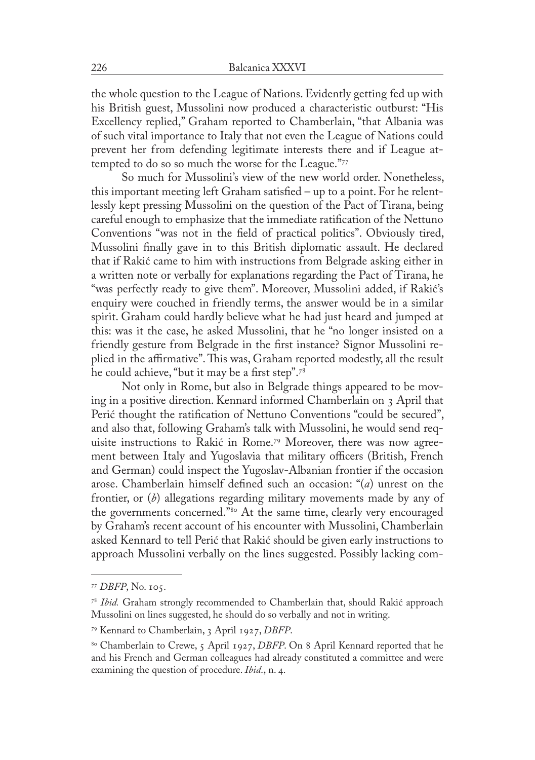the whole question to the League of Nations. Evidently getting fed up with his British guest, Mussolini now produced a characteristic outburst: "His Excellency replied," Graham reported to Chamberlain, "that Albania was of such vital importance to Italy that not even the League of Nations could prevent her from defending legitimate interests there and if League attempted to do so so much the worse for the League."[77]

So much for Mussolini's view of the new world order. Nonetheless, this important meeting left Graham satisfied – up to a point. For he relentlessly kept pressing Mussolini on the question of the Pact of Tirana, being careful enough to emphasize that the immediate ratification of the Nettuno Conventions "was not in the field of practical politics". Obviously tired, Mussolini finally gave in to this British diplomatic assault. He declared that if Rakić came to him with instructions from Belgrade asking either in a written note or verbally for explanations regarding the Pact of Tirana, he "was perfectly ready to give them". Moreover, Mussolini added, if Rakić's enquiry were couched in friendly terms, the answer would be in a similar spirit. Graham could hardly believe what he had just heard and jumped at this: was it the case, he asked Mussolini, that he "no longer insisted on a friendly gesture from Belgrade in the first instance? Signor Mussolini replied in the affirmative". This was, Graham reported modestly, all the result he could achieve, "but it may be a first step".[78]

Not only in Rome, but also in Belgrade things appeared to be moving in a positive direction. Kennard informed Chamberlain on 3 April that Perić thought the ratification of Nettuno Conventions "could be secured", and also that, following Graham's talk with Mussolini, he would send requisite instructions to Rakić in Rome.[79] Moreover, there was now agreement between Italy and Yugoslavia that military officers (British, French and German) could inspect the Yugoslav-Albanian frontier if the occasion arose. Chamberlain himself defined such an occasion: "(*a*) unrest on the frontier, or (*b*) allegations regarding military movements made by any of the governments concerned."[80] At the same time, clearly very encouraged by Graham's recent account of his encounter with Mussolini, Chamberlain asked Kennard to tell Perić that Rakić should be given early instructions to approach Mussolini verbally on the lines suggested. Possibly lacking com-

---

[77] *DBFP*, No. 105.

[78] *Ibid.* Graham strongly recommended to Chamberlain that, should Rakić approach Mussolini on lines suggested, he should do so verbally and not in writing.

[79] Kennard to Chamberlain, 3 April 1927, *DBFP*.

[80] Chamberlain to Crewe, 5 April 1927, *DBFP*. On 8 April Kennard reported that he and his French and German colleagues had already constituted a committee and were examining the question of procedure. *Ibid.*, n. 4.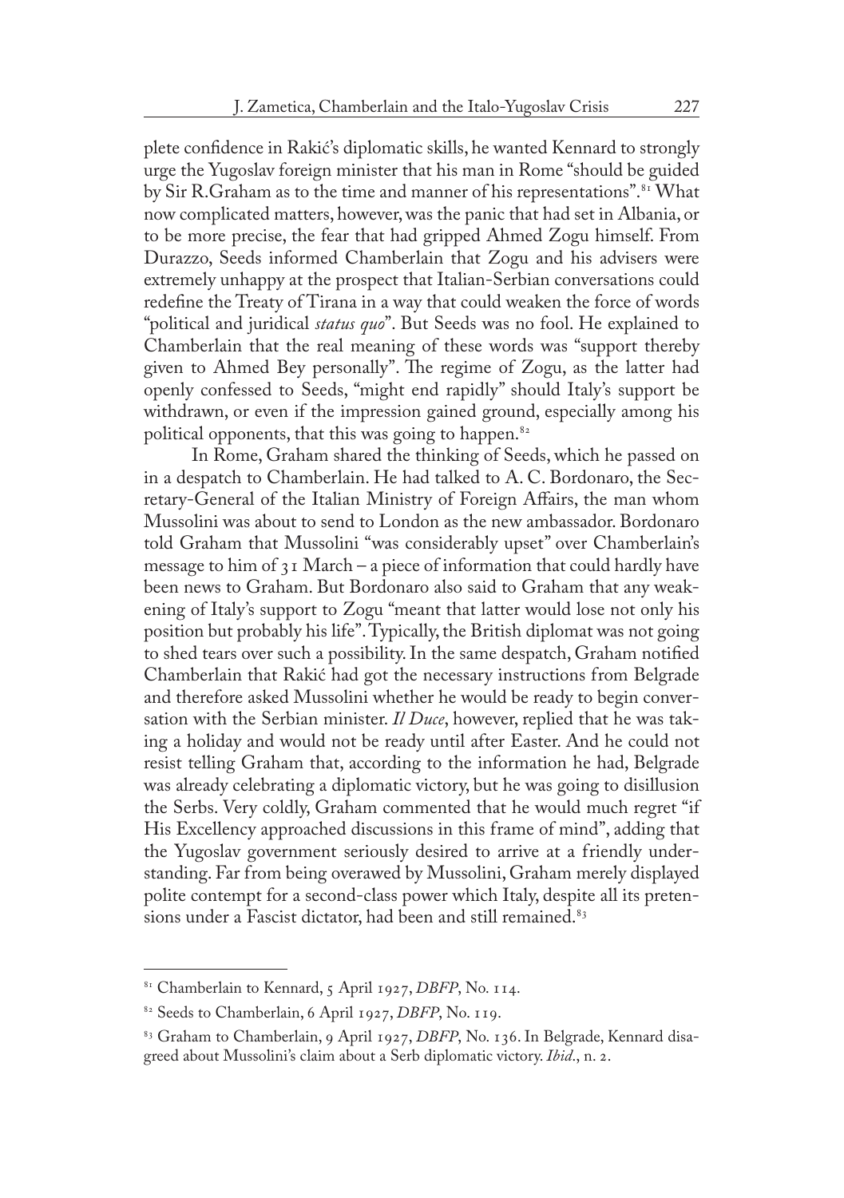plete confidence in Rakić's diplomatic skills, he wanted Kennard to strongly urge the Yugoslav foreign minister that his man in Rome "should be guided by Sir R.Graham as to the time and manner of his representations".[81] What now complicated matters, however, was the panic that had set in Albania, or to be more precise, the fear that had gripped Ahmed Zogu himself. From Durazzo, Seeds informed Chamberlain that Zogu and his advisers were extremely unhappy at the prospect that Italian-Serbian conversations could redefine the Treaty of Tirana in a way that could weaken the force of words "political and juridical *status quo*". But Seeds was no fool. He explained to Chamberlain that the real meaning of these words was "support thereby given to Ahmed Bey personally". The regime of Zogu, as the latter had openly confessed to Seeds, "might end rapidly" should Italy's support be withdrawn, or even if the impression gained ground, especially among his political opponents, that this was going to happen.[82]

In Rome, Graham shared the thinking of Seeds, which he passed on in a despatch to Chamberlain. He had talked to A. C. Bordonaro, the Secretary-General of the Italian Ministry of Foreign Affairs, the man whom Mussolini was about to send to London as the new ambassador. Bordonaro told Graham that Mussolini "was considerably upset" over Chamberlain's message to him of 31 March – a piece of information that could hardly have been news to Graham. But Bordonaro also said to Graham that any weakening of Italy's support to Zogu "meant that latter would lose not only his position but probably his life". Typically, the British diplomat was not going to shed tears over such a possibility. In the same despatch, Graham notified Chamberlain that Rakić had got the necessary instructions from Belgrade and therefore asked Mussolini whether he would be ready to begin conversation with the Serbian minister. *Il Duce*, however, replied that he was taking a holiday and would not be ready until after Easter. And he could not resist telling Graham that, according to the information he had, Belgrade was already celebrating a diplomatic victory, but he was going to disillusion the Serbs. Very coldly, Graham commented that he would much regret "if His Excellency approached discussions in this frame of mind", adding that the Yugoslav government seriously desired to arrive at a friendly understanding. Far from being overawed by Mussolini, Graham merely displayed polite contempt for a second-class power which Italy, despite all its pretensions under a Fascist dictator, had been and still remained.[83]

---

[81] Chamberlain to Kennard, 5 April 1927, *DBFP*, No. 114.

[82] Seeds to Chamberlain, 6 April 1927, *DBFP*, No. 119.

[83] Graham to Chamberlain, 9 April 1927, *DBFP*, No. 136. In Belgrade, Kennard disagreed about Mussolini's claim about a Serb diplomatic victory. *Ibid.*, n. 2.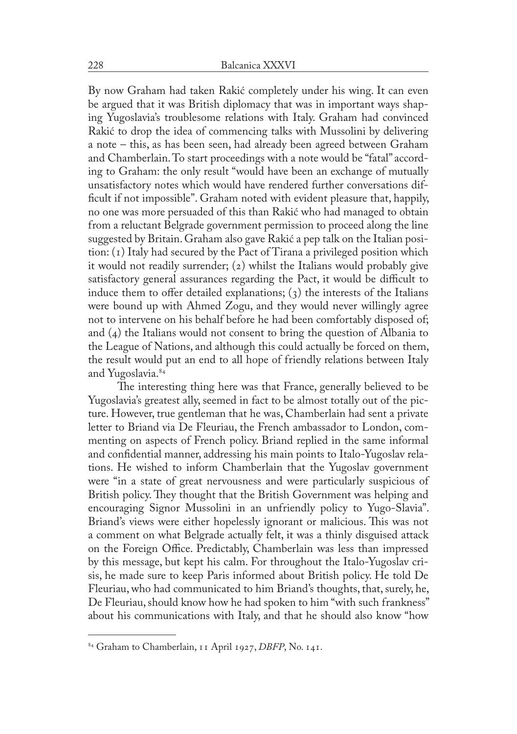By now Graham had taken Rakić completely under his wing. It can even be argued that it was British diplomacy that was in important ways shaping Yugoslavia's troublesome relations with Italy. Graham had convinced Rakić to drop the idea of commencing talks with Mussolini by delivering a note – this, as has been seen, had already been agreed between Graham and Chamberlain. To start proceedings with a note would be "fatal" according to Graham: the only result "would have been an exchange of mutually unsatisfactory notes which would have rendered further conversations difficult if not impossible". Graham noted with evident pleasure that, happily, no one was more persuaded of this than Rakić who had managed to obtain from a reluctant Belgrade government permission to proceed along the line suggested by Britain. Graham also gave Rakić a pep talk on the Italian position: (1) Italy had secured by the Pact of Tirana a privileged position which it would not readily surrender; (2) whilst the Italians would probably give satisfactory general assurances regarding the Pact, it would be difficult to induce them to offer detailed explanations; (3) the interests of the Italians were bound up with Ahmed Zogu, and they would never willingly agree not to intervene on his behalf before he had been comfortably disposed of; and (4) the Italians would not consent to bring the question of Albania to the League of Nations, and although this could actually be forced on them, the result would put an end to all hope of friendly relations between Italy and Yugoslavia.[84]

The interesting thing here was that France, generally believed to be Yugoslavia's greatest ally, seemed in fact to be almost totally out of the picture. However, true gentleman that he was, Chamberlain had sent a private letter to Briand via De Fleuriau, the French ambassador to London, commenting on aspects of French policy. Briand replied in the same informal and confidential manner, addressing his main points to Italo-Yugoslav relations. He wished to inform Chamberlain that the Yugoslav government were "in a state of great nervousness and were particularly suspicious of British policy. They thought that the British Government was helping and encouraging Signor Mussolini in an unfriendly policy to Yugo-Slavia". Briand's views were either hopelessly ignorant or malicious. This was not a comment on what Belgrade actually felt, it was a thinly disguised attack on the Foreign Office. Predictably, Chamberlain was less than impressed by this message, but kept his calm. For throughout the Italo-Yugoslav crisis, he made sure to keep Paris informed about British policy. He told De Fleuriau, who had communicated to him Briand's thoughts, that, surely, he, De Fleuriau, should know how he had spoken to him "with such frankness" about his communications with Italy, and that he should also know "how

---

[84] Graham to Chamberlain, 11 April 1927, *DBFP*, No. 141.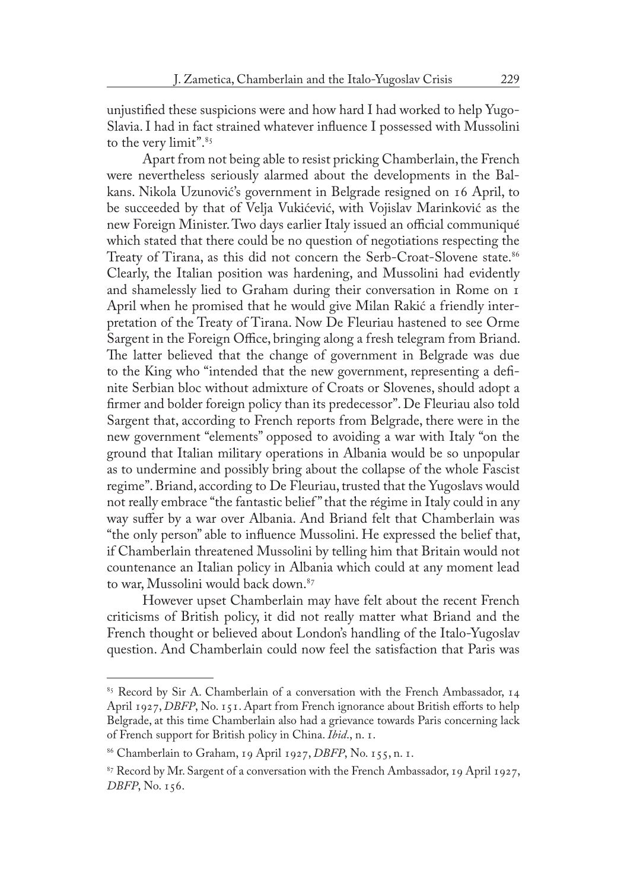unjustified these suspicions were and how hard I had worked to help Yugo-Slavia. I had in fact strained whatever influence I possessed with Mussolini to the very limit".[85]

Apart from not being able to resist pricking Chamberlain, the French were nevertheless seriously alarmed about the developments in the Balkans. Nikola Uzunović's government in Belgrade resigned on 16 April, to be succeeded by that of Velja Vukićević, with Vojislav Marinković as the new Foreign Minister. Two days earlier Italy issued an official communiqué which stated that there could be no question of negotiations respecting the Treaty of Tirana, as this did not concern the Serb-Croat-Slovene state.[86] Clearly, the Italian position was hardening, and Mussolini had evidently and shamelessly lied to Graham during their conversation in Rome on 1 April when he promised that he would give Milan Rakić a friendly interpretation of the Treaty of Tirana. Now De Fleuriau hastened to see Orme Sargent in the Foreign Office, bringing along a fresh telegram from Briand. The latter believed that the change of government in Belgrade was due to the King who "intended that the new government, representing a definite Serbian bloc without admixture of Croats or Slovenes, should adopt a firmer and bolder foreign policy than its predecessor". De Fleuriau also told Sargent that, according to French reports from Belgrade, there were in the new government "elements" opposed to avoiding a war with Italy "on the ground that Italian military operations in Albania would be so unpopular as to undermine and possibly bring about the collapse of the whole Fascist regime". Briand, according to De Fleuriau, trusted that the Yugoslavs would not really embrace "the fantastic belief" that the régime in Italy could in any way suffer by a war over Albania. And Briand felt that Chamberlain was "the only person" able to influence Mussolini. He expressed the belief that, if Chamberlain threatened Mussolini by telling him that Britain would not countenance an Italian policy in Albania which could at any moment lead to war, Mussolini would back down.[87]

However upset Chamberlain may have felt about the recent French criticisms of British policy, it did not really matter what Briand and the French thought or believed about London's handling of the Italo-Yugoslav question. And Chamberlain could now feel the satisfaction that Paris was

---

[85] Record by Sir A. Chamberlain of a conversation with the French Ambassador, 14 April 1927, *DBFP*, No. 151. Apart from French ignorance about British efforts to help Belgrade, at this time Chamberlain also had a grievance towards Paris concerning lack of French support for British policy in China. *Ibid*., n. 1.

[86] Chamberlain to Graham, 19 April 1927, *DBFP*, No. 155, n. 1.

[87] Record by Mr. Sargent of a conversation with the French Ambassador, 19 April 1927, *DBFP*, No. 156.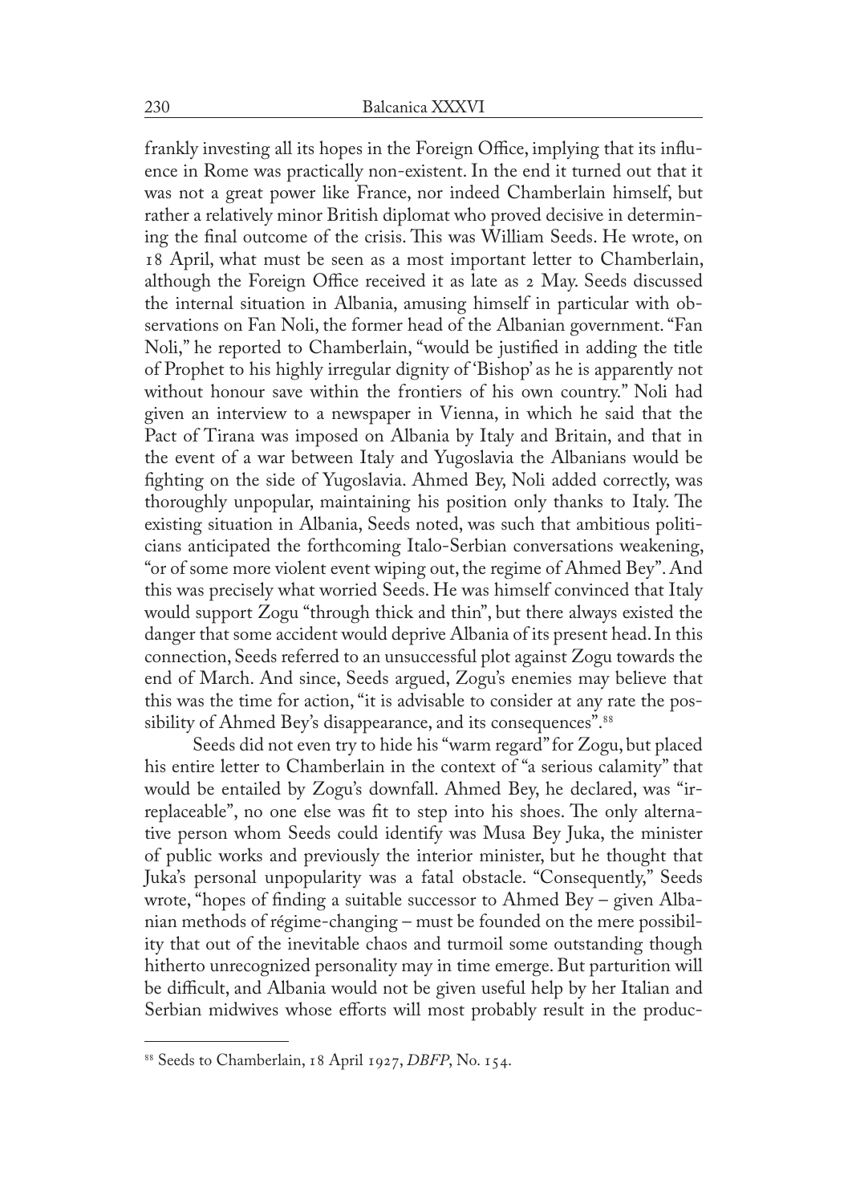frankly investing all its hopes in the Foreign Office, implying that its influence in Rome was practically non-existent. In the end it turned out that it was not a great power like France, nor indeed Chamberlain himself, but rather a relatively minor British diplomat who proved decisive in determining the final outcome of the crisis. This was William Seeds. He wrote, on 18 April, what must be seen as a most important letter to Chamberlain, although the Foreign Office received it as late as 2 May. Seeds discussed the internal situation in Albania, amusing himself in particular with observations on Fan Noli, the former head of the Albanian government. "Fan Noli," he reported to Chamberlain, "would be justified in adding the title of Prophet to his highly irregular dignity of 'Bishop' as he is apparently not without honour save within the frontiers of his own country." Noli had given an interview to a newspaper in Vienna, in which he said that the Pact of Tirana was imposed on Albania by Italy and Britain, and that in the event of a war between Italy and Yugoslavia the Albanians would be fighting on the side of Yugoslavia. Ahmed Bey, Noli added correctly, was thoroughly unpopular, maintaining his position only thanks to Italy. The existing situation in Albania, Seeds noted, was such that ambitious politicians anticipated the forthcoming Italo-Serbian conversations weakening, "or of some more violent event wiping out, the regime of Ahmed Bey". And this was precisely what worried Seeds. He was himself convinced that Italy would support Zogu "through thick and thin", but there always existed the danger that some accident would deprive Albania of its present head. In this connection, Seeds referred to an unsuccessful plot against Zogu towards the end of March. And since, Seeds argued, Zogu's enemies may believe that this was the time for action, "it is advisable to consider at any rate the possibility of Ahmed Bey's disappearance, and its consequences".[88]

Seeds did not even try to hide his "warm regard" for Zogu, but placed his entire letter to Chamberlain in the context of "a serious calamity" that would be entailed by Zogu's downfall. Ahmed Bey, he declared, was "irreplaceable", no one else was fit to step into his shoes. The only alternative person whom Seeds could identify was Musa Bey Juka, the minister of public works and previously the interior minister, but he thought that Juka's personal unpopularity was a fatal obstacle. "Consequently," Seeds wrote, "hopes of finding a suitable successor to Ahmed Bey – given Albanian methods of régime-changing – must be founded on the mere possibility that out of the inevitable chaos and turmoil some outstanding though hitherto unrecognized personality may in time emerge. But parturition will be difficult, and Albania would not be given useful help by her Italian and Serbian midwives whose efforts will most probably result in the produc-

---

[88] Seeds to Chamberlain, 18 April 1927, *DBFP*, No. 154.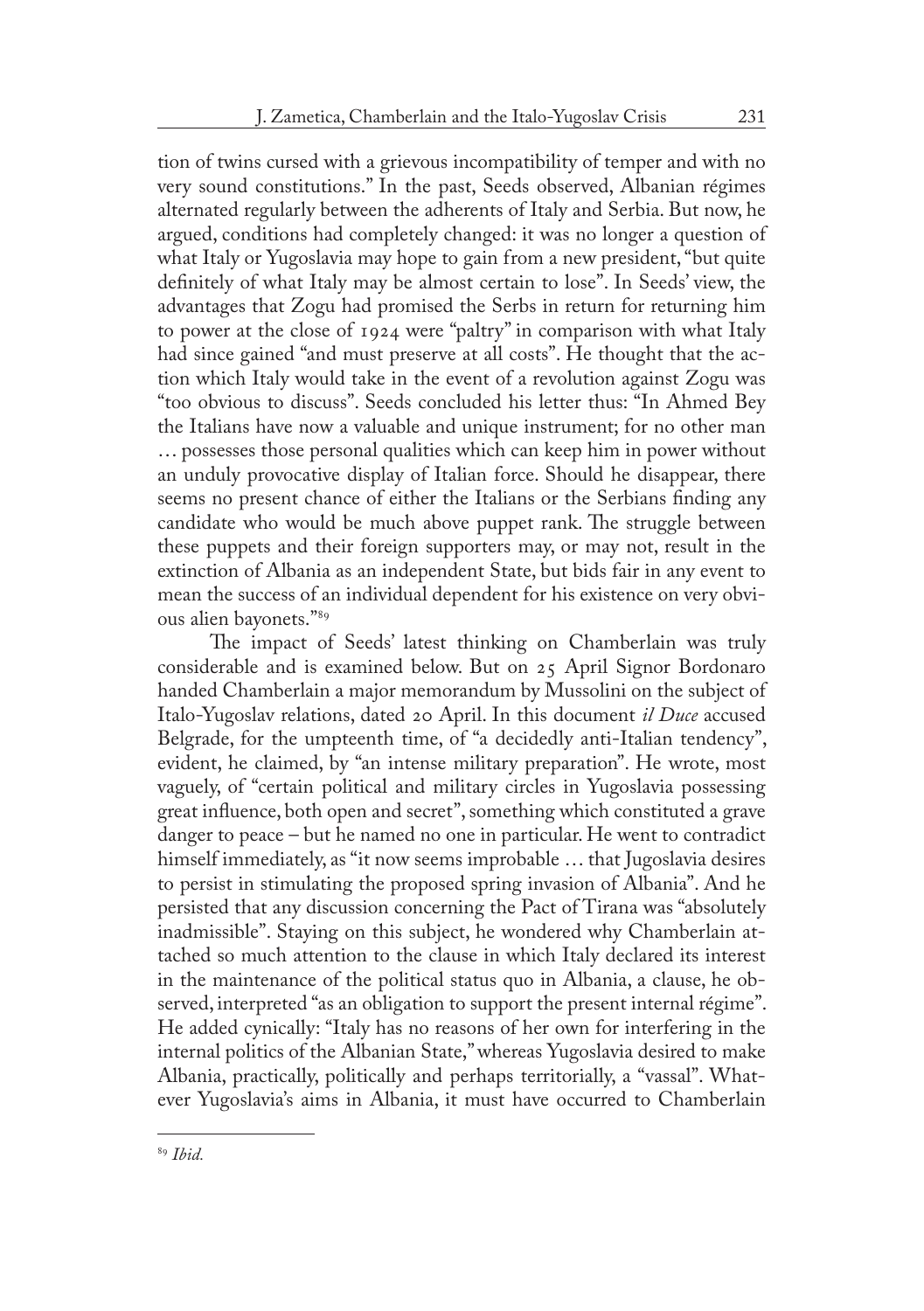tion of twins cursed with a grievous incompatibility of temper and with no very sound constitutions." In the past, Seeds observed, Albanian régimes alternated regularly between the adherents of Italy and Serbia. But now, he argued, conditions had completely changed: it was no longer a question of what Italy or Yugoslavia may hope to gain from a new president, "but quite definitely of what Italy may be almost certain to lose". In Seeds' view, the advantages that Zogu had promised the Serbs in return for returning him to power at the close of 1924 were "paltry" in comparison with what Italy had since gained "and must preserve at all costs". He thought that the action which Italy would take in the event of a revolution against Zogu was "too obvious to discuss". Seeds concluded his letter thus: "In Ahmed Bey the Italians have now a valuable and unique instrument; for no other man … possesses those personal qualities which can keep him in power without an unduly provocative display of Italian force. Should he disappear, there seems no present chance of either the Italians or the Serbians finding any candidate who would be much above puppet rank. The struggle between these puppets and their foreign supporters may, or may not, result in the extinction of Albania as an independent State, but bids fair in any event to mean the success of an individual dependent for his existence on very obvious alien bayonets."[89]

The impact of Seeds' latest thinking on Chamberlain was truly considerable and is examined below. But on 25 April Signor Bordonaro handed Chamberlain a major memorandum by Mussolini on the subject of Italo-Yugoslav relations, dated 20 April. In this document *il Duce* accused Belgrade, for the umpteenth time, of "a decidedly anti-Italian tendency", evident, he claimed, by "an intense military preparation". He wrote, most vaguely, of "certain political and military circles in Yugoslavia possessing great influence, both open and secret", something which constituted a grave danger to peace – but he named no one in particular. He went to contradict himself immediately, as "it now seems improbable … that Jugoslavia desires to persist in stimulating the proposed spring invasion of Albania". And he persisted that any discussion concerning the Pact of Tirana was "absolutely inadmissible". Staying on this subject, he wondered why Chamberlain attached so much attention to the clause in which Italy declared its interest in the maintenance of the political status quo in Albania, a clause, he observed, interpreted "as an obligation to support the present internal régime". He added cynically: "Italy has no reasons of her own for interfering in the internal politics of the Albanian State," whereas Yugoslavia desired to make Albania, practically, politically and perhaps territorially, a "vassal". Whatever Yugoslavia's aims in Albania, it must have occurred to Chamberlain

[89] *Ibid.*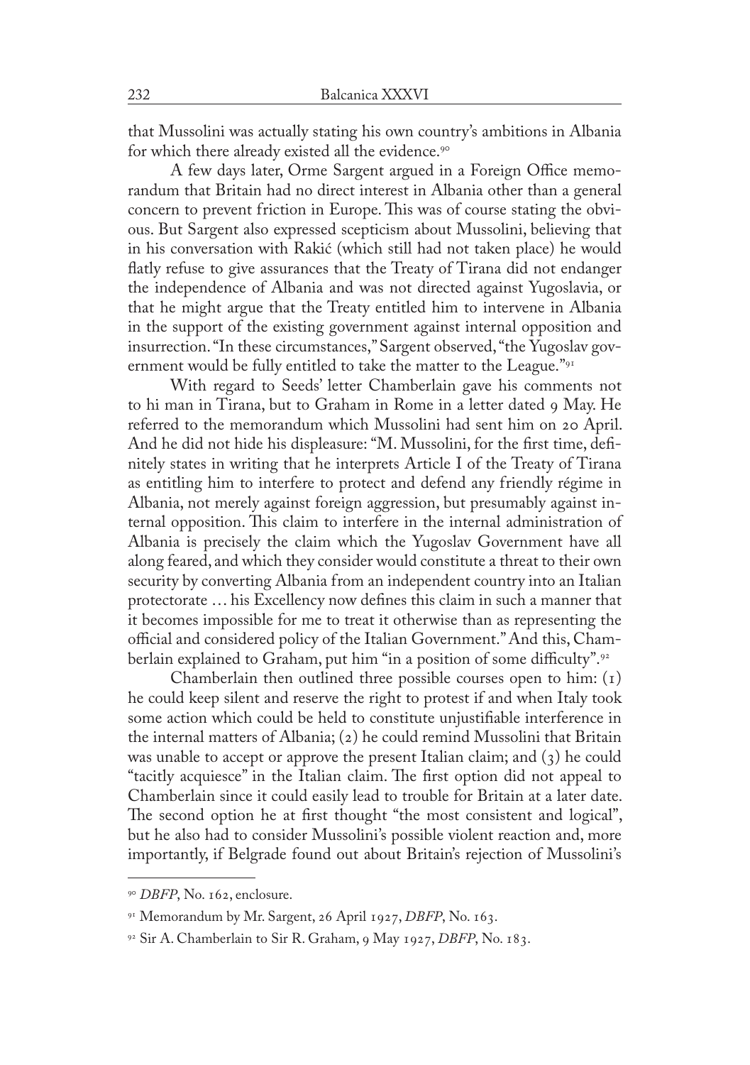that Mussolini was actually stating his own country's ambitions in Albania for which there already existed all the evidence.[90]

A few days later, Orme Sargent argued in a Foreign Office memorandum that Britain had no direct interest in Albania other than a general concern to prevent friction in Europe. This was of course stating the obvious. But Sargent also expressed scepticism about Mussolini, believing that in his conversation with Rakić (which still had not taken place) he would flatly refuse to give assurances that the Treaty of Tirana did not endanger the independence of Albania and was not directed against Yugoslavia, or that he might argue that the Treaty entitled him to intervene in Albania in the support of the existing government against internal opposition and insurrection. "In these circumstances," Sargent observed, "the Yugoslav government would be fully entitled to take the matter to the League."[91]

With regard to Seeds' letter Chamberlain gave his comments not to hi man in Tirana, but to Graham in Rome in a letter dated 9 May. He referred to the memorandum which Mussolini had sent him on 20 April. And he did not hide his displeasure: "M. Mussolini, for the first time, definitely states in writing that he interprets Article I of the Treaty of Tirana as entitling him to interfere to protect and defend any friendly régime in Albania, not merely against foreign aggression, but presumably against internal opposition. This claim to interfere in the internal administration of Albania is precisely the claim which the Yugoslav Government have all along feared, and which they consider would constitute a threat to their own security by converting Albania from an independent country into an Italian protectorate … his Excellency now defines this claim in such a manner that it becomes impossible for me to treat it otherwise than as representing the official and considered policy of the Italian Government." And this, Chamberlain explained to Graham, put him "in a position of some difficulty".[92]

Chamberlain then outlined three possible courses open to him: (1) he could keep silent and reserve the right to protest if and when Italy took some action which could be held to constitute unjustifiable interference in the internal matters of Albania; (2) he could remind Mussolini that Britain was unable to accept or approve the present Italian claim; and (3) he could "tacitly acquiesce" in the Italian claim. The first option did not appeal to Chamberlain since it could easily lead to trouble for Britain at a later date. The second option he at first thought "the most consistent and logical", but he also had to consider Mussolini's possible violent reaction and, more importantly, if Belgrade found out about Britain's rejection of Mussolini's

---

[90] *DBFP*, No. 162, enclosure.

[91] Memorandum by Mr. Sargent, 26 April 1927, *DBFP*, No. 163.

[92] Sir A. Chamberlain to Sir R. Graham, 9 May 1927, *DBFP*, No. 183.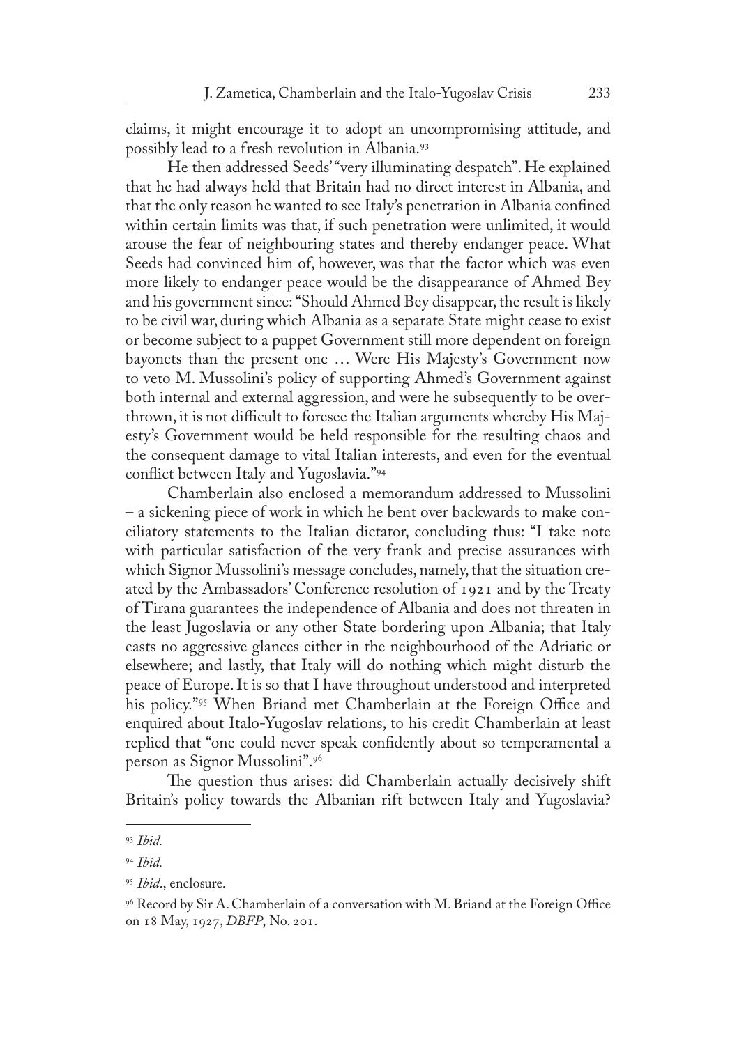claims, it might encourage it to adopt an uncompromising attitude, and possibly lead to a fresh revolution in Albania.[93]

He then addressed Seeds' "very illuminating despatch". He explained that he had always held that Britain had no direct interest in Albania, and that the only reason he wanted to see Italy's penetration in Albania confined within certain limits was that, if such penetration were unlimited, it would arouse the fear of neighbouring states and thereby endanger peace. What Seeds had convinced him of, however, was that the factor which was even more likely to endanger peace would be the disappearance of Ahmed Bey and his government since: "Should Ahmed Bey disappear, the result is likely to be civil war, during which Albania as a separate State might cease to exist or become subject to a puppet Government still more dependent on foreign bayonets than the present one … Were His Majesty's Government now to veto M. Mussolini's policy of supporting Ahmed's Government against both internal and external aggression, and were he subsequently to be overthrown, it is not difficult to foresee the Italian arguments whereby His Majesty's Government would be held responsible for the resulting chaos and the consequent damage to vital Italian interests, and even for the eventual conflict between Italy and Yugoslavia."[94]

Chamberlain also enclosed a memorandum addressed to Mussolini – a sickening piece of work in which he bent over backwards to make conciliatory statements to the Italian dictator, concluding thus: "I take note with particular satisfaction of the very frank and precise assurances with which Signor Mussolini's message concludes, namely, that the situation created by the Ambassadors' Conference resolution of 1921 and by the Treaty of Tirana guarantees the independence of Albania and does not threaten in the least Jugoslavia or any other State bordering upon Albania; that Italy casts no aggressive glances either in the neighbourhood of the Adriatic or elsewhere; and lastly, that Italy will do nothing which might disturb the peace of Europe. It is so that I have throughout understood and interpreted his policy."[95] When Briand met Chamberlain at the Foreign Office and enquired about Italo-Yugoslav relations, to his credit Chamberlain at least replied that "one could never speak confidently about so temperamental a person as Signor Mussolini".[96]

The question thus arises: did Chamberlain actually decisively shift Britain's policy towards the Albanian rift between Italy and Yugoslavia?

---

[93] *Ibid.*

[94] *Ibid.*

[95] *Ibid.*, enclosure.

[96] Record by Sir A. Chamberlain of a conversation with M. Briand at the Foreign Office on 18 May, 1927, *DBFP*, No. 201.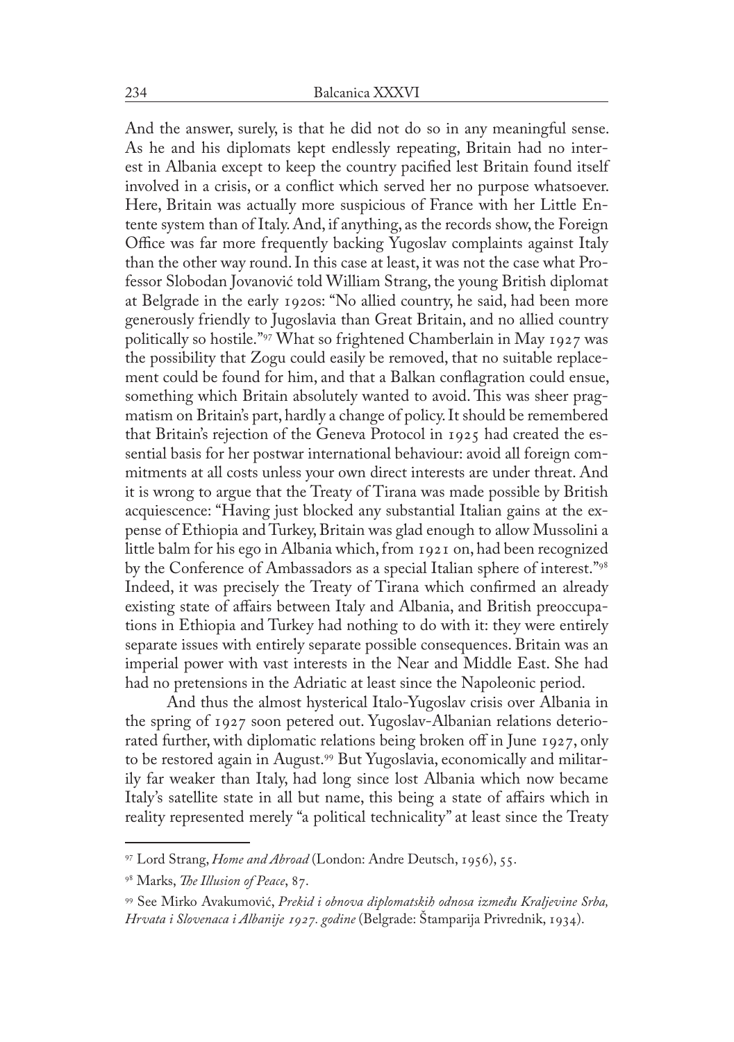And the answer, surely, is that he did not do so in any meaningful sense. As he and his diplomats kept endlessly repeating, Britain had no interest in Albania except to keep the country pacified lest Britain found itself involved in a crisis, or a conflict which served her no purpose whatsoever. Here, Britain was actually more suspicious of France with her Little Entente system than of Italy. And, if anything, as the records show, the Foreign Office was far more frequently backing Yugoslav complaints against Italy than the other way round. In this case at least, it was not the case what Professor Slobodan Jovanović told William Strang, the young British diplomat at Belgrade in the early 1920s: "No allied country, he said, had been more generously friendly to Jugoslavia than Great Britain, and no allied country politically so hostile."[97] What so frightened Chamberlain in May 1927 was the possibility that Zogu could easily be removed, that no suitable replacement could be found for him, and that a Balkan conflagration could ensue, something which Britain absolutely wanted to avoid. This was sheer pragmatism on Britain's part, hardly a change of policy. It should be remembered that Britain's rejection of the Geneva Protocol in 1925 had created the essential basis for her postwar international behaviour: avoid all foreign commitments at all costs unless your own direct interests are under threat. And it is wrong to argue that the Treaty of Tirana was made possible by British acquiescence: "Having just blocked any substantial Italian gains at the expense of Ethiopia and Turkey, Britain was glad enough to allow Mussolini a little balm for his ego in Albania which, from 1921 on, had been recognized by the Conference of Ambassadors as a special Italian sphere of interest."[98] Indeed, it was precisely the Treaty of Tirana which confirmed an already existing state of affairs between Italy and Albania, and British preoccupations in Ethiopia and Turkey had nothing to do with it: they were entirely separate issues with entirely separate possible consequences. Britain was an imperial power with vast interests in the Near and Middle East. She had had no pretensions in the Adriatic at least since the Napoleonic period.

And thus the almost hysterical Italo-Yugoslav crisis over Albania in the spring of 1927 soon petered out. Yugoslav-Albanian relations deteriorated further, with diplomatic relations being broken off in June 1927, only to be restored again in August.[99] But Yugoslavia, economically and militarily far weaker than Italy, had long since lost Albania which now became Italy's satellite state in all but name, this being a state of affairs which in reality represented merely "a political technicality" at least since the Treaty

---

[97] Lord Strang, *Home and Abroad* (London: Andre Deutsch, 1956), 55.

[98] Marks, *The Illusion of Peace*, 87.

[99] See Mirko Avakumović, *Prekid i obnova diplomatskih odnosa između Kraljevine Srba, Hrvata i Slovenaca i Albanije 1927. godine* (Belgrade: Štamparija Privrednik, 1934).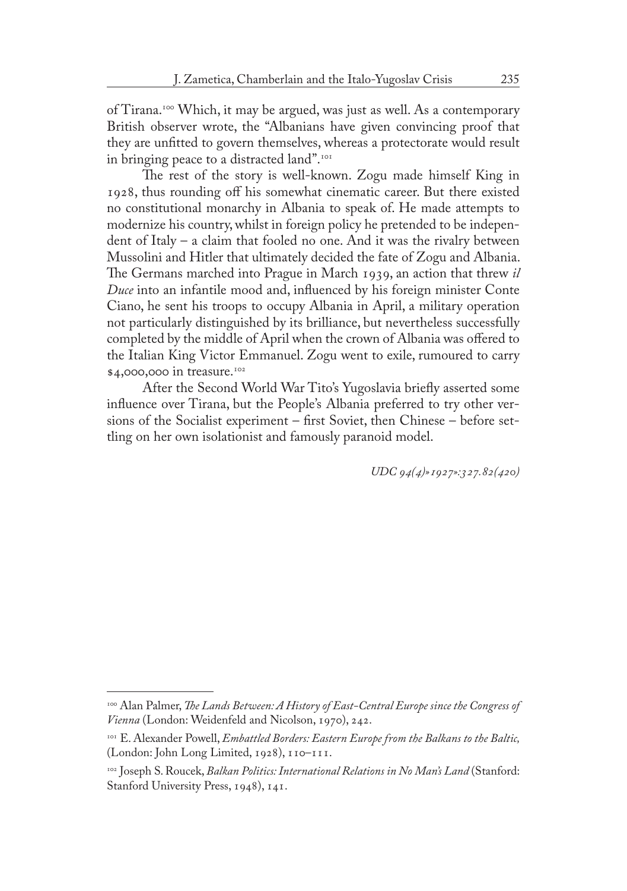of Tirana.[100] Which, it may be argued, was just as well. As a contemporary British observer wrote, the "Albanians have given convincing proof that they are unfitted to govern themselves, whereas a protectorate would result in bringing peace to a distracted land".[101]

The rest of the story is well-known. Zogu made himself King in 1928, thus rounding off his somewhat cinematic career. But there existed no constitutional monarchy in Albania to speak of. He made attempts to modernize his country, whilst in foreign policy he pretended to be independent of Italy – a claim that fooled no one. And it was the rivalry between Mussolini and Hitler that ultimately decided the fate of Zogu and Albania. The Germans marched into Prague in March 1939, an action that threw *il Duce* into an infantile mood and, influenced by his foreign minister Conte Ciano, he sent his troops to occupy Albania in April, a military operation not particularly distinguished by its brilliance, but nevertheless successfully completed by the middle of April when the crown of Albania was offered to the Italian King Victor Emmanuel. Zogu went to exile, rumoured to carry $4,000,000 in treasure.[102]

After the Second World War Tito's Yugoslavia briefly asserted some influence over Tirana, but the People's Albania preferred to try other versions of the Socialist experiment – first Soviet, then Chinese – before settling on her own isolationist and famously paranoid model.

*UDC 94(4)»1927»:327.82(420)*

---

[100] Alan Palmer, *The Lands Between: A History of East-Central Europe since the Congress of Vienna* (London: Weidenfeld and Nicolson, 1970), 242.

[101] E. Alexander Powell, *Embattled Borders: Eastern Europe from the Balkans to the Baltic,* (London: John Long Limited, 1928), 110–111.

[102] Joseph S. Roucek, *Balkan Politics: International Relations in No Man's Land* (Stanford: Stanford University Press, 1948), 141.